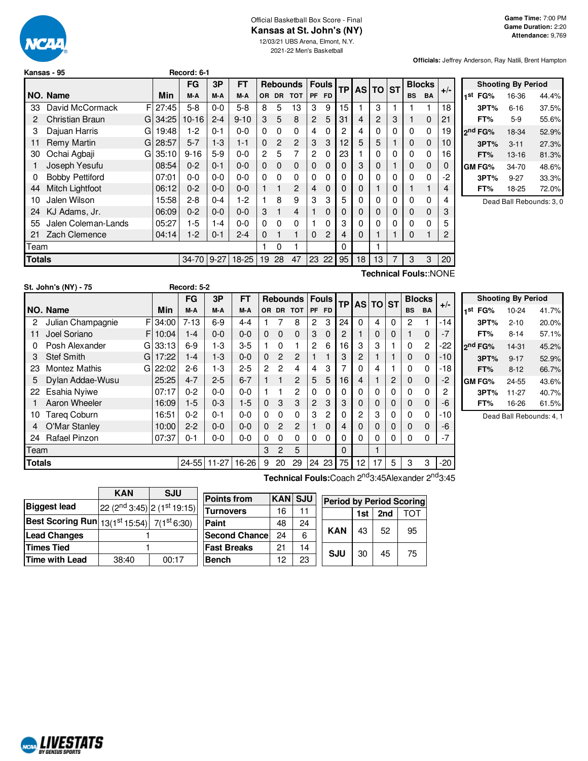Official Basketball Box Score - Final

# Kansas at St. John's (NY)

12/03/21 UBS Arena, Elmont, N.Y.

2021-22 Men's Basketball

**Game Time:** 7:00 PM
**Game Duration:** 2:20
**Attendance:** 9,769

**Officials:** Jeffrey Anderson, Ray Natili, Brent Hampton

## Kansas - 95 Record: 6-1

| NO. | Name | | Min | FG M-A | 3P M-A | FT M-A | OR | DR | TOT | PF | FD | TP | AS | TO | ST | BS | BA | +/- |
|---|---|---|---|---|---|---|---|---|---|---|---|---|---|---|---|---|---|---|
| 33 | David McCormack | F | 27:45 | 5-8 | 0-0 | 5-8 | 8 | 5 | 13 | 3 | 9 | 15 | 1 | 3 | 1 | 1 | 1 | 18 |
| 2 | Christian Braun | G | 34:25 | 10-16 | 2-4 | 9-10 | 3 | 5 | 8 | 2 | 5 | 31 | 4 | 2 | 3 | 1 | 0 | 21 |
| 3 | Dajuan Harris | G | 19:48 | 1-2 | 0-1 | 0-0 | 0 | 0 | 0 | 4 | 0 | 2 | 4 | 0 | 0 | 0 | 0 | 19 |
| 11 | Remy Martin | G | 28:57 | 5-7 | 1-3 | 1-1 | 0 | 2 | 2 | 3 | 3 | 12 | 5 | 5 | 1 | 0 | 0 | 10 |
| 30 | Ochai Agbaji | G | 35:10 | 9-16 | 5-9 | 0-0 | 2 | 5 | 7 | 2 | 0 | 23 | 1 | 0 | 0 | 0 | 0 | 16 |
| 1 | Joseph Yesufu | | 08:54 | 0-2 | 0-1 | 0-0 | 0 | 0 | 0 | 0 | 0 | 0 | 3 | 0 | 1 | 0 | 0 | 0 |
| 0 | Bobby Pettiford | | 07:01 | 0-0 | 0-0 | 0-0 | 0 | 0 | 0 | 0 | 0 | 0 | 0 | 0 | 0 | 0 | 0 | -2 |
| 44 | Mitch Lightfoot | | 06:12 | 0-2 | 0-0 | 0-0 | 1 | 1 | 2 | 4 | 0 | 0 | 0 | 1 | 0 | 1 | 1 | 4 |
| 10 | Jalen Wilson | | 15:58 | 2-8 | 0-4 | 1-2 | 1 | 8 | 9 | 3 | 3 | 5 | 0 | 0 | 0 | 0 | 0 | 4 |
| 24 | KJ Adams, Jr. | | 06:09 | 0-2 | 0-0 | 0-0 | 3 | 1 | 4 | 1 | 0 | 0 | 0 | 0 | 0 | 0 | 0 | 3 |
| 55 | Jalen Coleman-Lands | | 05:27 | 1-5 | 1-4 | 0-0 | 0 | 0 | 0 | 1 | 0 | 3 | 0 | 0 | 0 | 0 | 0 | 5 |
| 21 | Zach Clemence | | 04:14 | 1-2 | 0-1 | 2-4 | 0 | 1 | 1 | 0 | 2 | 4 | 0 | 1 | 1 | 0 | 1 | 2 |
| | Team | | | | | | 1 | 0 | 1 | | | 0 | | 1 | | | | |
| | **Totals** | | | 34-70 | 9-27 | 18-25 | 19 | 28 | 47 | 23 | 22 | 95 | 18 | 13 | 7 | 3 | 3 | 20 |

**Technical Fouls:**:NONE

| Shooting By Period | | |
|---|---|---|
| 1st FG% | 16-36 | 44.4% |
| 3PT% | 6-16 | 37.5% |
| FT% | 5-9 | 55.6% |
| 2nd FG% | 18-34 | 52.9% |
| 3PT% | 3-11 | 27.3% |
| FT% | 13-16 | 81.3% |
| GM FG% | 34-70 | 48.6% |
| 3PT% | 9-27 | 33.3% |
| FT% | 18-25 | 72.0% |

Dead Ball Rebounds: 3, 0

## St. John's (NY) - 75 Record: 5-2

| NO. | Name | | Min | FG M-A | 3P M-A | FT M-A | OR | DR | TOT | PF | FD | TP | AS | TO | ST | BS | BA | +/- |
|---|---|---|---|---|---|---|---|---|---|---|---|---|---|---|---|---|---|---|
| 2 | Julian Champagnie | F | 34:00 | 7-13 | 6-9 | 4-4 | 1 | 7 | 8 | 2 | 3 | 24 | 0 | 4 | 0 | 2 | 1 | -14 |
| 11 | Joel Soriano | F | 10:04 | 1-4 | 0-0 | 0-0 | 0 | 0 | 0 | 3 | 0 | 2 | 1 | 0 | 0 | 1 | 0 | -7 |
| 0 | Posh Alexander | G | 33:13 | 6-9 | 1-3 | 3-5 | 1 | 0 | 1 | 2 | 6 | 16 | 3 | 3 | 1 | 0 | 2 | -22 |
| 3 | Stef Smith | G | 17:22 | 1-4 | 1-3 | 0-0 | 0 | 2 | 2 | 1 | 1 | 3 | 2 | 1 | 1 | 0 | 0 | -10 |
| 23 | Montez Mathis | G | 22:02 | 2-6 | 1-3 | 2-5 | 2 | 2 | 4 | 4 | 3 | 7 | 0 | 4 | 1 | 0 | 0 | -18 |
| 5 | Dylan Addae-Wusu | | 25:25 | 4-7 | 2-5 | 6-7 | 1 | 1 | 2 | 5 | 5 | 16 | 4 | 1 | 2 | 0 | 0 | -2 |
| 22 | Esahia Nyiwe | | 07:17 | 0-2 | 0-0 | 0-0 | 1 | 1 | 2 | 0 | 0 | 0 | 0 | 0 | 0 | 0 | 0 | 2 |
| 1 | Aaron Wheeler | | 16:09 | 1-5 | 0-3 | 1-5 | 0 | 3 | 3 | 2 | 3 | 3 | 0 | 0 | 0 | 0 | 0 | -6 |
| 10 | Tareq Coburn | | 16:51 | 0-2 | 0-1 | 0-0 | 0 | 0 | 0 | 3 | 2 | 0 | 2 | 3 | 0 | 0 | 0 | -10 |
| 4 | O'Mar Stanley | | 10:00 | 2-2 | 0-0 | 0-0 | 0 | 2 | 2 | 1 | 0 | 4 | 0 | 0 | 0 | 0 | 0 | -6 |
| 24 | Rafael Pinzon | | 07:37 | 0-1 | 0-0 | 0-0 | 0 | 0 | 0 | 0 | 0 | 0 | 0 | 0 | 0 | 0 | 0 | -7 |
| | Team | | | | | | 3 | 2 | 5 | | | 0 | | 1 | | | | |
| | **Totals** | | | 24-55 | 11-27 | 16-26 | 9 | 20 | 29 | 24 | 23 | 75 | 12 | 17 | 5 | 3 | 3 | -20 |

**Technical Fouls:**Coach 2nd 3:45Alexander 2nd 3:45

| Shooting By Period | | |
|---|---|---|
| 1st FG% | 10-24 | 41.7% |
| 3PT% | 2-10 | 20.0% |
| FT% | 8-14 | 57.1% |
| 2nd FG% | 14-31 | 45.2% |
| 3PT% | 9-17 | 52.9% |
| FT% | 8-12 | 66.7% |
| GM FG% | 24-55 | 43.6% |
| 3PT% | 11-27 | 40.7% |
| FT% | 16-26 | 61.5% |

Dead Ball Rebounds: 4, 1

| | KAN | SJU |
|---|---|---|
| Biggest lead | 22 (2nd 3:45) | 2 (1st 19:15) |
| Best Scoring Run | 13(1st 15:54) | 7(1st 6:30) |
| Lead Changes | 1 | |
| Times Tied | 1 | |
| Time with Lead | 38:40 | 00:17 |

| Points from | KAN | SJU |
|---|---|---|
| Turnovers | 16 | 11 |
| Paint | 48 | 24 |
| Second Chance | 24 | 6 |
| Fast Breaks | 21 | 14 |
| Bench | 12 | 23 |

| Period by Period Scoring | 1st | 2nd | TOT |
|---|---|---|---|
| KAN | 43 | 52 | 95 |
| SJU | 30 | 45 | 75 |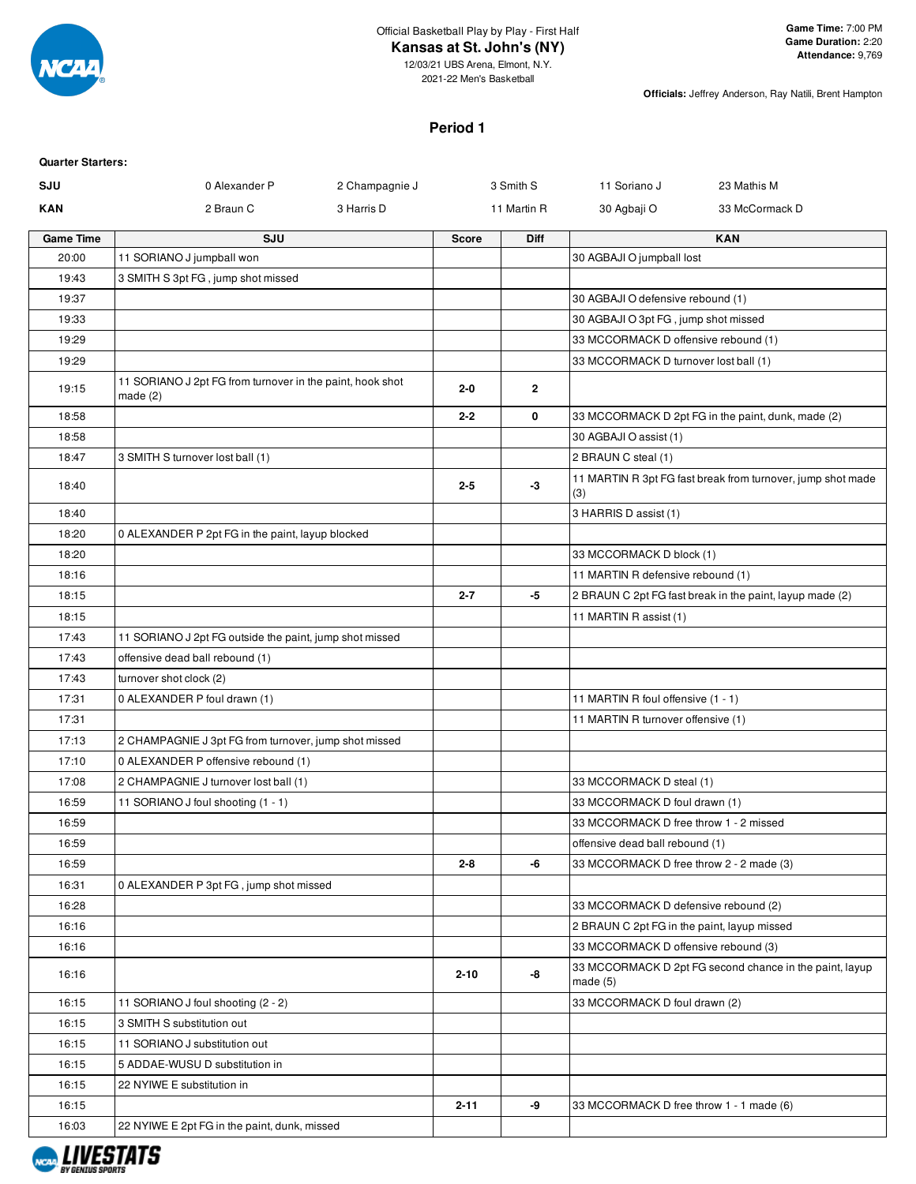Official Basketball Play by Play - First Half

**Kansas at St. John's (NY)**

12/03/21 UBS Arena, Elmont, N.Y.

2021-22 Men's Basketball

**Game Time:** 7:00 PM
**Game Duration:** 2:20
**Attendance:** 9,769

**Officials:** Jeffrey Anderson, Ray Natili, Brent Hampton

## Period 1

**Quarter Starters:**

| | | | | | |
|---|---|---|---|---|---|
| **SJU** | 0 Alexander P | 2 Champagnie J | 3 Smith S | 11 Soriano J | 23 Mathis M |
| **KAN** | 2 Braun C | 3 Harris D | 11 Martin R | 30 Agbaji O | 33 McCormack D |

| Game Time | SJU | Score | Diff | KAN |
|---|---|---|---|---|
| 20:00 | 11 SORIANO J jumpball won | | | 30 AGBAJI O jumpball lost |
| 19:43 | 3 SMITH S 3pt FG , jump shot missed | | | |
| 19:37 | | | | 30 AGBAJI O defensive rebound (1) |
| 19:33 | | | | 30 AGBAJI O 3pt FG , jump shot missed |
| 19:29 | | | | 33 MCCORMACK D offensive rebound (1) |
| 19:29 | | | | 33 MCCORMACK D turnover lost ball (1) |
| 19:15 | 11 SORIANO J 2pt FG from turnover in the paint, hook shot made (2) | 2-0 | 2 | |
| 18:58 | | 2-2 | 0 | 33 MCCORMACK D 2pt FG in the paint, dunk, made (2) |
| 18:58 | | | | 30 AGBAJI O assist (1) |
| 18:47 | 3 SMITH S turnover lost ball (1) | | | 2 BRAUN C steal (1) |
| 18:40 | | 2-5 | -3 | 11 MARTIN R 3pt FG fast break from turnover, jump shot made (3) |
| 18:40 | | | | 3 HARRIS D assist (1) |
| 18:20 | 0 ALEXANDER P 2pt FG in the paint, layup blocked | | | |
| 18:20 | | | | 33 MCCORMACK D block (1) |
| 18:16 | | | | 11 MARTIN R defensive rebound (1) |
| 18:15 | | 2-7 | -5 | 2 BRAUN C 2pt FG fast break in the paint, layup made (2) |
| 18:15 | | | | 11 MARTIN R assist (1) |
| 17:43 | 11 SORIANO J 2pt FG outside the paint, jump shot missed | | | |
| 17:43 | offensive dead ball rebound (1) | | | |
| 17:43 | turnover shot clock (2) | | | |
| 17:31 | 0 ALEXANDER P foul drawn (1) | | | 11 MARTIN R foul offensive (1 - 1) |
| 17:31 | | | | 11 MARTIN R turnover offensive (1) |
| 17:13 | 2 CHAMPAGNIE J 3pt FG from turnover, jump shot missed | | | |
| 17:10 | 0 ALEXANDER P offensive rebound (1) | | | |
| 17:08 | 2 CHAMPAGNIE J turnover lost ball (1) | | | 33 MCCORMACK D steal (1) |
| 16:59 | 11 SORIANO J foul shooting (1 - 1) | | | 33 MCCORMACK D foul drawn (1) |
| 16:59 | | | | 33 MCCORMACK D free throw 1 - 2 missed |
| 16:59 | | | | offensive dead ball rebound (1) |
| 16:59 | | 2-8 | -6 | 33 MCCORMACK D free throw 2 - 2 made (3) |
| 16:31 | 0 ALEXANDER P 3pt FG , jump shot missed | | | |
| 16:28 | | | | 33 MCCORMACK D defensive rebound (2) |
| 16:16 | | | | 2 BRAUN C 2pt FG in the paint, layup missed |
| 16:16 | | | | 33 MCCORMACK D offensive rebound (3) |
| 16:16 | | 2-10 | -8 | 33 MCCORMACK D 2pt FG second chance in the paint, layup made (5) |
| 16:15 | 11 SORIANO J foul shooting (2 - 2) | | | 33 MCCORMACK D foul drawn (2) |
| 16:15 | 3 SMITH S substitution out | | | |
| 16:15 | 11 SORIANO J substitution out | | | |
| 16:15 | 5 ADDAE-WUSU D substitution in | | | |
| 16:15 | 22 NYIWE E substitution in | | | |
| 16:15 | | 2-11 | -9 | 33 MCCORMACK D free throw 1 - 1 made (6) |
| 16:03 | 22 NYIWE E 2pt FG in the paint, dunk, missed | | | |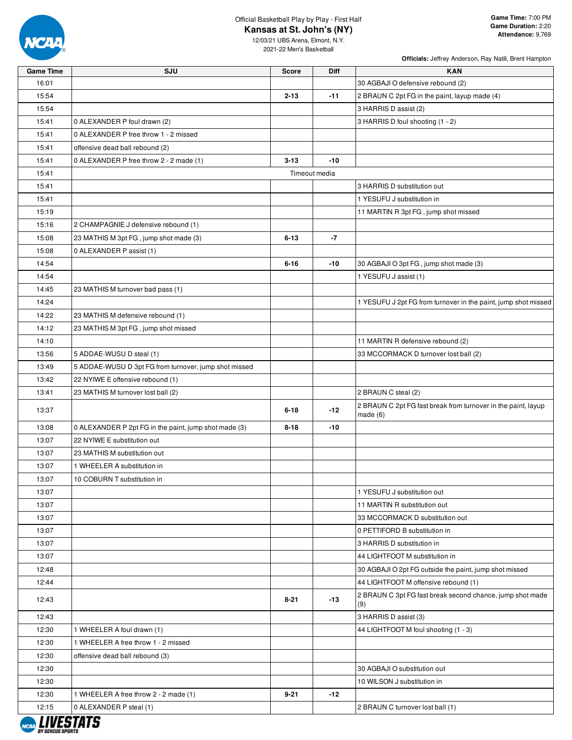Official Basketball Play by Play - First Half

**Kansas at St. John's (NY)**

12/03/21 UBS Arena, Elmont, N.Y.

2021-22 Men's Basketball

**Game Time:** 7:00 PM
**Game Duration:** 2:20
**Attendance:** 9,769

**Officials:** Jeffrey Anderson, Ray Natili, Brent Hampton

| Game Time | SJU | Score | Diff | KAN |
|---|---|---|---|---|
| 16:01 | | | | 30 AGBAJI O defensive rebound (2) |
| 15:54 | | 2-13 | -11 | 2 BRAUN C 2pt FG in the paint, layup made (4) |
| 15:54 | | | | 3 HARRIS D assist (2) |
| 15:41 | 0 ALEXANDER P foul drawn (2) | | | 3 HARRIS D foul shooting (1 - 2) |
| 15:41 | 0 ALEXANDER P free throw 1 - 2 missed | | | |
| 15:41 | offensive dead ball rebound (2) | | | |
| 15:41 | 0 ALEXANDER P free throw 2 - 2 made (1) | 3-13 | -10 | |
| 15:41 | Timeout media | | | |
| 15:41 | | | | 3 HARRIS D substitution out |
| 15:41 | | | | 1 YESUFU J substitution in |
| 15:19 | | | | 11 MARTIN R 3pt FG , jump shot missed |
| 15:16 | 2 CHAMPAGNIE J defensive rebound (1) | | | |
| 15:08 | 23 MATHIS M 3pt FG , jump shot made (3) | 6-13 | -7 | |
| 15:08 | 0 ALEXANDER P assist (1) | | | |
| 14:54 | | 6-16 | -10 | 30 AGBAJI O 3pt FG , jump shot made (3) |
| 14:54 | | | | 1 YESUFU J assist (1) |
| 14:45 | 23 MATHIS M turnover bad pass (1) | | | |
| 14:24 | | | | 1 YESUFU J 2pt FG from turnover in the paint, jump shot missed |
| 14:22 | 23 MATHIS M defensive rebound (1) | | | |
| 14:12 | 23 MATHIS M 3pt FG , jump shot missed | | | |
| 14:10 | | | | 11 MARTIN R defensive rebound (2) |
| 13:56 | 5 ADDAE-WUSU D steal (1) | | | 33 MCCORMACK D turnover lost ball (2) |
| 13:49 | 5 ADDAE-WUSU D 3pt FG from turnover, jump shot missed | | | |
| 13:42 | 22 NYIWE E offensive rebound (1) | | | |
| 13:41 | 23 MATHIS M turnover lost ball (2) | | | 2 BRAUN C steal (2) |
| 13:37 | | 6-18 | -12 | 2 BRAUN C 2pt FG fast break from turnover in the paint, layup made (6) |
| 13:08 | 0 ALEXANDER P 2pt FG in the paint, jump shot made (3) | 8-18 | -10 | |
| 13:07 | 22 NYIWE E substitution out | | | |
| 13:07 | 23 MATHIS M substitution out | | | |
| 13:07 | 1 WHEELER A substitution in | | | |
| 13:07 | 10 COBURN T substitution in | | | |
| 13:07 | | | | 1 YESUFU J substitution out |
| 13:07 | | | | 11 MARTIN R substitution out |
| 13:07 | | | | 33 MCCORMACK D substitution out |
| 13:07 | | | | 0 PETTIFORD B substitution in |
| 13:07 | | | | 3 HARRIS D substitution in |
| 13:07 | | | | 44 LIGHTFOOT M substitution in |
| 12:48 | | | | 30 AGBAJI O 2pt FG outside the paint, jump shot missed |
| 12:44 | | | | 44 LIGHTFOOT M offensive rebound (1) |
| 12:43 | | 8-21 | -13 | 2 BRAUN C 3pt FG fast break second chance, jump shot made (9) |
| 12:43 | | | | 3 HARRIS D assist (3) |
| 12:30 | 1 WHEELER A foul drawn (1) | | | 44 LIGHTFOOT M foul shooting (1 - 3) |
| 12:30 | 1 WHEELER A free throw 1 - 2 missed | | | |
| 12:30 | offensive dead ball rebound (3) | | | |
| 12:30 | | | | 30 AGBAJI O substitution out |
| 12:30 | | | | 10 WILSON J substitution in |
| 12:30 | 1 WHEELER A free throw 2 - 2 made (1) | 9-21 | -12 | |
| 12:15 | 0 ALEXANDER P steal (1) | | | 2 BRAUN C turnover lost ball (1) |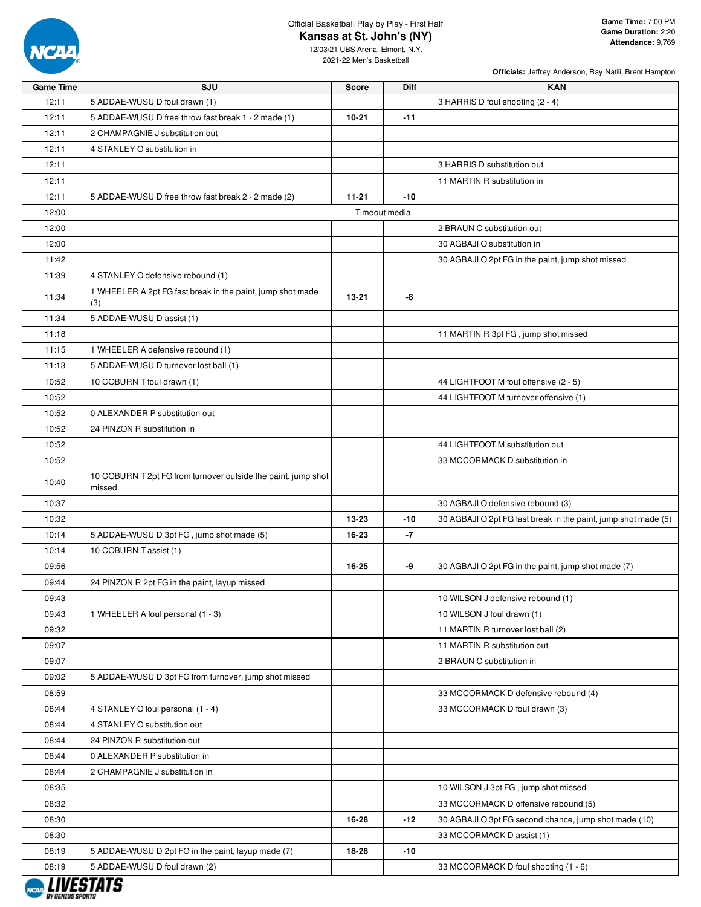Official Basketball Play by Play - First Half

## Kansas at St. John's (NY)

12/03/21 UBS Arena, Elmont, N.Y.
2021-22 Men's Basketball

**Game Time:** 7:00 PM
**Game Duration:** 2:20
**Attendance:** 9,769

**Officials:** Jeffrey Anderson, Ray Natili, Brent Hampton

| Game Time | SJU | Score | Diff | KAN |
|---|---|---|---|---|
| 12:11 | 5 ADDAE-WUSU D foul drawn (1) | | | 3 HARRIS D foul shooting (2 - 4) |
| 12:11 | 5 ADDAE-WUSU D free throw fast break 1 - 2 made (1) | 10-21 | -11 | |
| 12:11 | 2 CHAMPAGNIE J substitution out | | | |
| 12:11 | 4 STANLEY O substitution in | | | |
| 12:11 | | | | 3 HARRIS D substitution out |
| 12:11 | | | | 11 MARTIN R substitution in |
| 12:11 | 5 ADDAE-WUSU D free throw fast break 2 - 2 made (2) | 11-21 | -10 | |
| 12:00 | Timeout media | | | |
| 12:00 | | | | 2 BRAUN C substitution out |
| 12:00 | | | | 30 AGBAJI O substitution in |
| 11:42 | | | | 30 AGBAJI O 2pt FG in the paint, jump shot missed |
| 11:39 | 4 STANLEY O defensive rebound (1) | | | |
| 11:34 | 1 WHEELER A 2pt FG fast break in the paint, jump shot made (3) | 13-21 | -8 | |
| 11:34 | 5 ADDAE-WUSU D assist (1) | | | |
| 11:18 | | | | 11 MARTIN R 3pt FG , jump shot missed |
| 11:15 | 1 WHEELER A defensive rebound (1) | | | |
| 11:13 | 5 ADDAE-WUSU D turnover lost ball (1) | | | |
| 10:52 | 10 COBURN T foul drawn (1) | | | 44 LIGHTFOOT M foul offensive (2 - 5) |
| 10:52 | | | | 44 LIGHTFOOT M turnover offensive (1) |
| 10:52 | 0 ALEXANDER P substitution out | | | |
| 10:52 | 24 PINZON R substitution in | | | |
| 10:52 | | | | 44 LIGHTFOOT M substitution out |
| 10:52 | | | | 33 MCCORMACK D substitution in |
| 10:40 | 10 COBURN T 2pt FG from turnover outside the paint, jump shot missed | | | |
| 10:37 | | | | 30 AGBAJI O defensive rebound (3) |
| 10:32 | | 13-23 | -10 | 30 AGBAJI O 2pt FG fast break in the paint, jump shot made (5) |
| 10:14 | 5 ADDAE-WUSU D 3pt FG , jump shot made (5) | 16-23 | -7 | |
| 10:14 | 10 COBURN T assist (1) | | | |
| 09:56 | | 16-25 | -9 | 30 AGBAJI O 2pt FG in the paint, jump shot made (7) |
| 09:44 | 24 PINZON R 2pt FG in the paint, layup missed | | | |
| 09:43 | | | | 10 WILSON J defensive rebound (1) |
| 09:43 | 1 WHEELER A foul personal (1 - 3) | | | 10 WILSON J foul drawn (1) |
| 09:32 | | | | 11 MARTIN R turnover lost ball (2) |
| 09:07 | | | | 11 MARTIN R substitution out |
| 09:07 | | | | 2 BRAUN C substitution in |
| 09:02 | 5 ADDAE-WUSU D 3pt FG from turnover, jump shot missed | | | |
| 08:59 | | | | 33 MCCORMACK D defensive rebound (4) |
| 08:44 | 4 STANLEY O foul personal (1 - 4) | | | 33 MCCORMACK D foul drawn (3) |
| 08:44 | 4 STANLEY O substitution out | | | |
| 08:44 | 24 PINZON R substitution out | | | |
| 08:44 | 0 ALEXANDER P substitution in | | | |
| 08:44 | 2 CHAMPAGNIE J substitution in | | | |
| 08:35 | | | | 10 WILSON J 3pt FG , jump shot missed |
| 08:32 | | | | 33 MCCORMACK D offensive rebound (5) |
| 08:30 | | 16-28 | -12 | 30 AGBAJI O 3pt FG second chance, jump shot made (10) |
| 08:30 | | | | 33 MCCORMACK D assist (1) |
| 08:19 | 5 ADDAE-WUSU D 2pt FG in the paint, layup made (7) | 18-28 | -10 | |
| 08:19 | 5 ADDAE-WUSU D foul drawn (2) | | | 33 MCCORMACK D foul shooting (1 - 6) |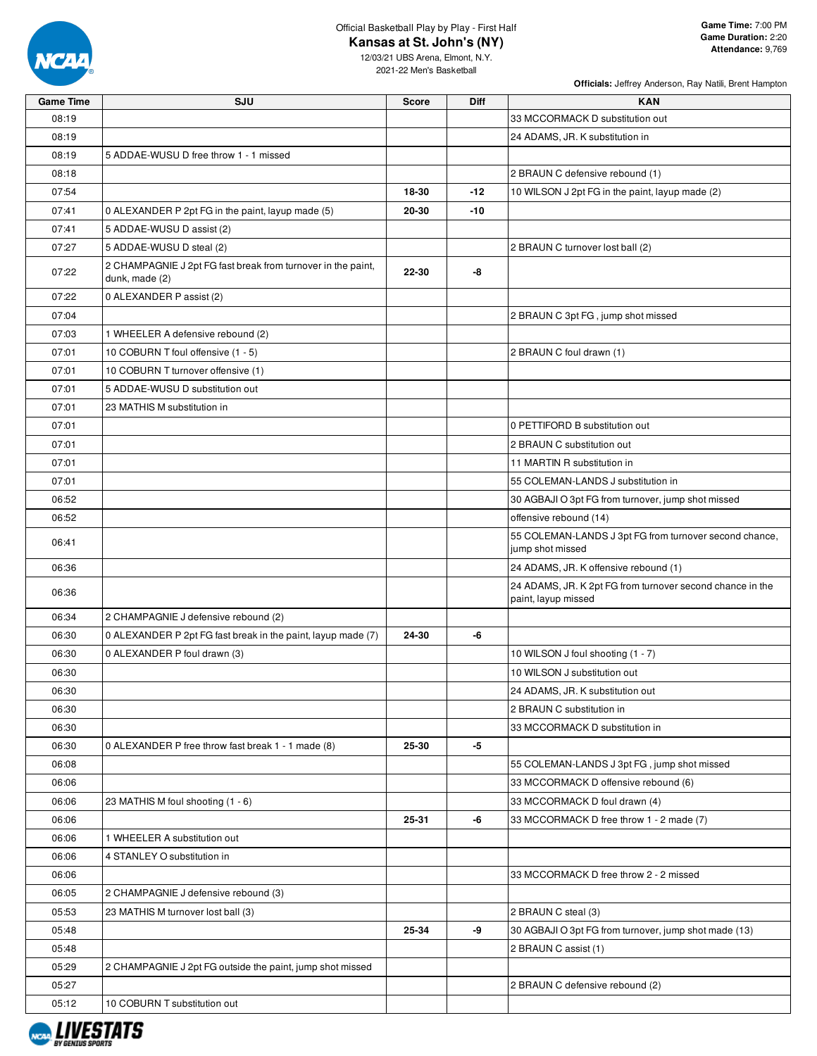Official Basketball Play by Play - First Half

# Kansas at St. John's (NY)

12/03/21 UBS Arena, Elmont, N.Y.
2021-22 Men's Basketball

**Game Time:** 7:00 PM
**Game Duration:** 2:20
**Attendance:** 9,769

**Officials:** Jeffrey Anderson, Ray Natili, Brent Hampton

| Game Time | SJU | Score | Diff | KAN |
|---|---|---|---|---|
| 08:19 | | | | 33 MCCORMACK D substitution out |
| 08:19 | | | | 24 ADAMS, JR. K substitution in |
| 08:19 | 5 ADDAE-WUSU D free throw 1 - 1 missed | | | |
| 08:18 | | | | 2 BRAUN C defensive rebound (1) |
| 07:54 | | 18-30 | -12 | 10 WILSON J 2pt FG in the paint, layup made (2) |
| 07:41 | 0 ALEXANDER P 2pt FG in the paint, layup made (5) | 20-30 | -10 | |
| 07:41 | 5 ADDAE-WUSU D assist (2) | | | |
| 07:27 | 5 ADDAE-WUSU D steal (2) | | | 2 BRAUN C turnover lost ball (2) |
| 07:22 | 2 CHAMPAGNIE J 2pt FG fast break from turnover in the paint, dunk, made (2) | 22-30 | -8 | |
| 07:22 | 0 ALEXANDER P assist (2) | | | |
| 07:04 | | | | 2 BRAUN C 3pt FG , jump shot missed |
| 07:03 | 1 WHEELER A defensive rebound (2) | | | |
| 07:01 | 10 COBURN T foul offensive (1 - 5) | | | 2 BRAUN C foul drawn (1) |
| 07:01 | 10 COBURN T turnover offensive (1) | | | |
| 07:01 | 5 ADDAE-WUSU D substitution out | | | |
| 07:01 | 23 MATHIS M substitution in | | | |
| 07:01 | | | | 0 PETTIFORD B substitution out |
| 07:01 | | | | 2 BRAUN C substitution out |
| 07:01 | | | | 11 MARTIN R substitution in |
| 07:01 | | | | 55 COLEMAN-LANDS J substitution in |
| 06:52 | | | | 30 AGBAJI O 3pt FG from turnover, jump shot missed |
| 06:52 | | | | offensive rebound (14) |
| 06:41 | | | | 55 COLEMAN-LANDS J 3pt FG from turnover second chance, jump shot missed |
| 06:36 | | | | 24 ADAMS, JR. K offensive rebound (1) |
| 06:36 | | | | 24 ADAMS, JR. K 2pt FG from turnover second chance in the paint, layup missed |
| 06:34 | 2 CHAMPAGNIE J defensive rebound (2) | | | |
| 06:30 | 0 ALEXANDER P 2pt FG fast break in the paint, layup made (7) | 24-30 | -6 | |
| 06:30 | 0 ALEXANDER P foul drawn (3) | | | 10 WILSON J foul shooting (1 - 7) |
| 06:30 | | | | 10 WILSON J substitution out |
| 06:30 | | | | 24 ADAMS, JR. K substitution out |
| 06:30 | | | | 2 BRAUN C substitution in |
| 06:30 | | | | 33 MCCORMACK D substitution in |
| 06:30 | 0 ALEXANDER P free throw fast break 1 - 1 made (8) | 25-30 | -5 | |
| 06:08 | | | | 55 COLEMAN-LANDS J 3pt FG , jump shot missed |
| 06:06 | | | | 33 MCCORMACK D offensive rebound (6) |
| 06:06 | 23 MATHIS M foul shooting (1 - 6) | | | 33 MCCORMACK D foul drawn (4) |
| 06:06 | | 25-31 | -6 | 33 MCCORMACK D free throw 1 - 2 made (7) |
| 06:06 | 1 WHEELER A substitution out | | | |
| 06:06 | 4 STANLEY O substitution in | | | |
| 06:06 | | | | 33 MCCORMACK D free throw 2 - 2 missed |
| 06:05 | 2 CHAMPAGNIE J defensive rebound (3) | | | |
| 05:53 | 23 MATHIS M turnover lost ball (3) | | | 2 BRAUN C steal (3) |
| 05:48 | | 25-34 | -9 | 30 AGBAJI O 3pt FG from turnover, jump shot made (13) |
| 05:48 | | | | 2 BRAUN C assist (1) |
| 05:29 | 2 CHAMPAGNIE J 2pt FG outside the paint, jump shot missed | | | |
| 05:27 | | | | 2 BRAUN C defensive rebound (2) |
| 05:12 | 10 COBURN T substitution out | | | |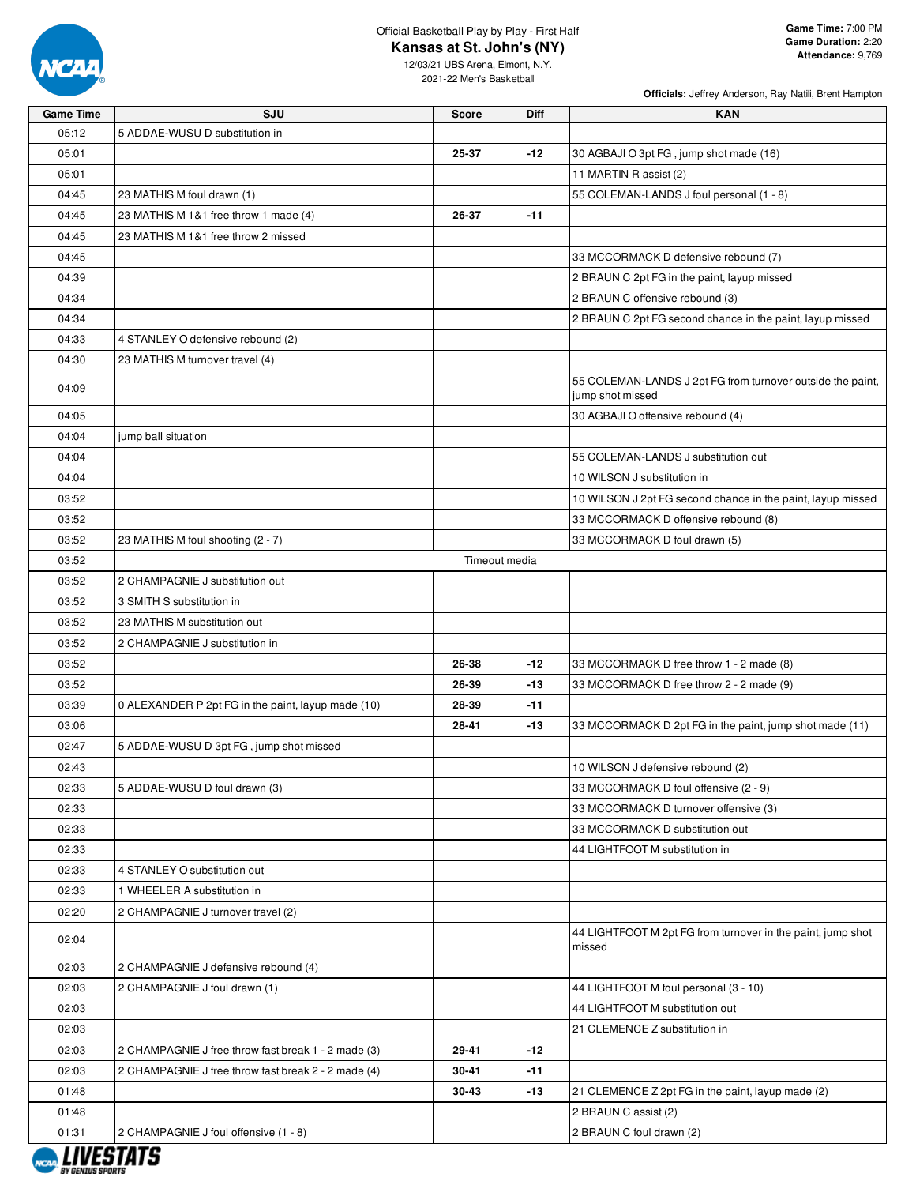Official Basketball Play by Play - First Half

**Kansas at St. John's (NY)**

12/03/21 UBS Arena, Elmont, N.Y.

2021-22 Men's Basketball

**Game Time:** 7:00 PM
**Game Duration:** 2:20
**Attendance:** 9,769

**Officials:** Jeffrey Anderson, Ray Natili, Brent Hampton

| Game Time | SJU | Score | Diff | KAN |
|---|---|---|---|---|
| 05:12 | 5 ADDAE-WUSU D substitution in | | | |
| 05:01 | | 25-37 | -12 | 30 AGBAJI O 3pt FG , jump shot made (16) |
| 05:01 | | | | 11 MARTIN R assist (2) |
| 04:45 | 23 MATHIS M foul drawn (1) | | | 55 COLEMAN-LANDS J foul personal (1 - 8) |
| 04:45 | 23 MATHIS M 1&1 free throw 1 made (4) | 26-37 | -11 | |
| 04:45 | 23 MATHIS M 1&1 free throw 2 missed | | | |
| 04:45 | | | | 33 MCCORMACK D defensive rebound (7) |
| 04:39 | | | | 2 BRAUN C 2pt FG in the paint, layup missed |
| 04:34 | | | | 2 BRAUN C offensive rebound (3) |
| 04:34 | | | | 2 BRAUN C 2pt FG second chance in the paint, layup missed |
| 04:33 | 4 STANLEY O defensive rebound (2) | | | |
| 04:30 | 23 MATHIS M turnover travel (4) | | | |
| 04:09 | | | | 55 COLEMAN-LANDS J 2pt FG from turnover outside the paint, jump shot missed |
| 04:05 | | | | 30 AGBAJI O offensive rebound (4) |
| 04:04 | jump ball situation | | | |
| 04:04 | | | | 55 COLEMAN-LANDS J substitution out |
| 04:04 | | | | 10 WILSON J substitution in |
| 03:52 | | | | 10 WILSON J 2pt FG second chance in the paint, layup missed |
| 03:52 | | | | 33 MCCORMACK D offensive rebound (8) |
| 03:52 | 23 MATHIS M foul shooting (2 - 7) | | | 33 MCCORMACK D foul drawn (5) |
| 03:52 | | Timeout media | | |
| 03:52 | 2 CHAMPAGNIE J substitution out | | | |
| 03:52 | 3 SMITH S substitution in | | | |
| 03:52 | 23 MATHIS M substitution out | | | |
| 03:52 | 2 CHAMPAGNIE J substitution in | | | |
| 03:52 | | 26-38 | -12 | 33 MCCORMACK D free throw 1 - 2 made (8) |
| 03:52 | | 26-39 | -13 | 33 MCCORMACK D free throw 2 - 2 made (9) |
| 03:39 | 0 ALEXANDER P 2pt FG in the paint, layup made (10) | 28-39 | -11 | |
| 03:06 | | 28-41 | -13 | 33 MCCORMACK D 2pt FG in the paint, jump shot made (11) |
| 02:47 | 5 ADDAE-WUSU D 3pt FG , jump shot missed | | | |
| 02:43 | | | | 10 WILSON J defensive rebound (2) |
| 02:33 | 5 ADDAE-WUSU D foul drawn (3) | | | 33 MCCORMACK D foul offensive (2 - 9) |
| 02:33 | | | | 33 MCCORMACK D turnover offensive (3) |
| 02:33 | | | | 33 MCCORMACK D substitution out |
| 02:33 | | | | 44 LIGHTFOOT M substitution in |
| 02:33 | 4 STANLEY O substitution out | | | |
| 02:33 | 1 WHEELER A substitution in | | | |
| 02:20 | 2 CHAMPAGNIE J turnover travel (2) | | | |
| 02:04 | | | | 44 LIGHTFOOT M 2pt FG from turnover in the paint, jump shot missed |
| 02:03 | 2 CHAMPAGNIE J defensive rebound (4) | | | |
| 02:03 | 2 CHAMPAGNIE J foul drawn (1) | | | 44 LIGHTFOOT M foul personal (3 - 10) |
| 02:03 | | | | 44 LIGHTFOOT M substitution out |
| 02:03 | | | | 21 CLEMENCE Z substitution in |
| 02:03 | 2 CHAMPAGNIE J free throw fast break 1 - 2 made (3) | 29-41 | -12 | |
| 02:03 | 2 CHAMPAGNIE J free throw fast break 2 - 2 made (4) | 30-41 | -11 | |
| 01:48 | | 30-43 | -13 | 21 CLEMENCE Z 2pt FG in the paint, layup made (2) |
| 01:48 | | | | 2 BRAUN C assist (2) |
| 01:31 | 2 CHAMPAGNIE J foul offensive (1 - 8) | | | 2 BRAUN C foul drawn (2) |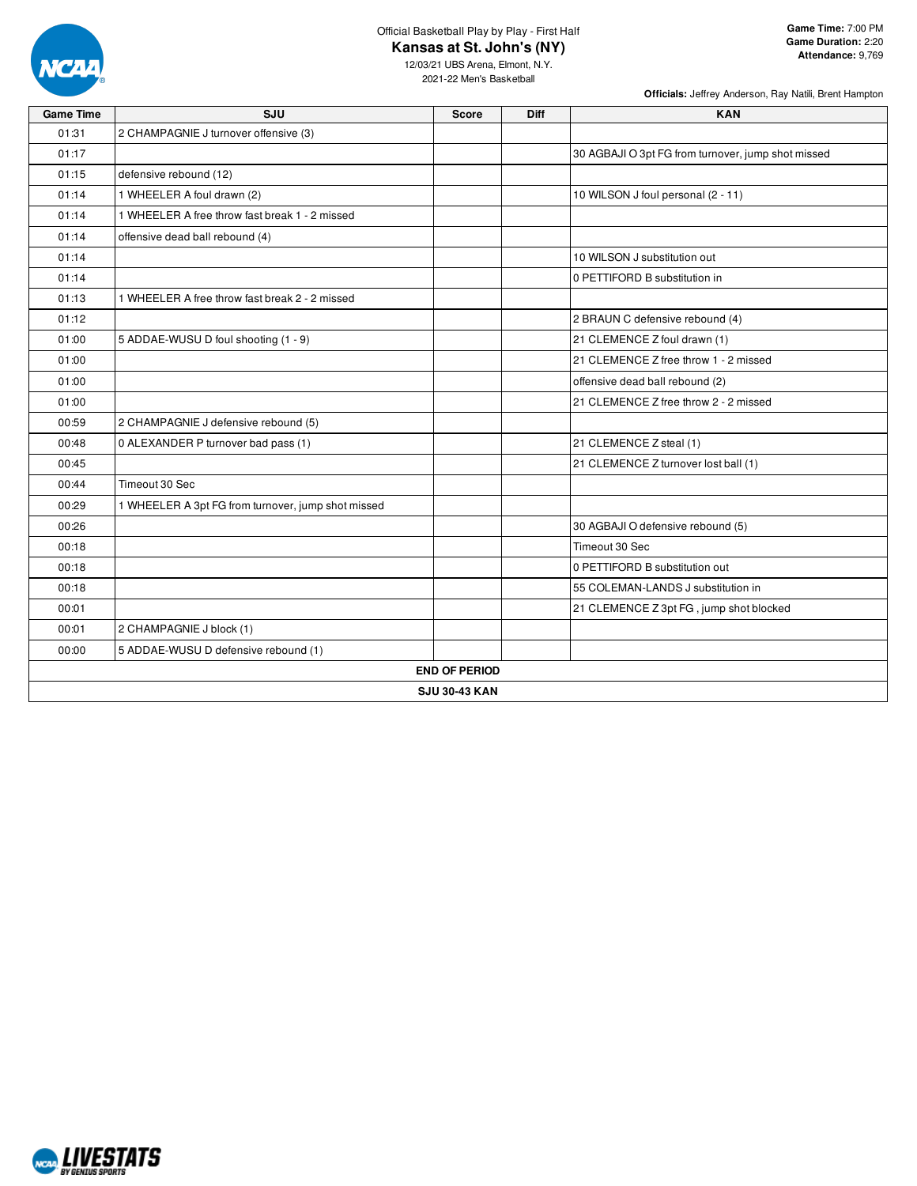Official Basketball Play by Play - First Half

# Kansas at St. John's (NY)

12/03/21 UBS Arena, Elmont, N.Y.
2021-22 Men's Basketball

**Game Time:** 7:00 PM
**Game Duration:** 2:20
**Attendance:** 9,769

**Officials:** Jeffrey Anderson, Ray Natili, Brent Hampton

| Game Time | SJU | Score | Diff | KAN |
|---|---|---|---|---|
| 01:31 | 2 CHAMPAGNIE J turnover offensive (3) | | | |
| 01:17 | | | | 30 AGBAJI O 3pt FG from turnover, jump shot missed |
| 01:15 | defensive rebound (12) | | | |
| 01:14 | 1 WHEELER A foul drawn (2) | | | 10 WILSON J foul personal (2 - 11) |
| 01:14 | 1 WHEELER A free throw fast break 1 - 2 missed | | | |
| 01:14 | offensive dead ball rebound (4) | | | |
| 01:14 | | | | 10 WILSON J substitution out |
| 01:14 | | | | 0 PETTIFORD B substitution in |
| 01:13 | 1 WHEELER A free throw fast break 2 - 2 missed | | | |
| 01:12 | | | | 2 BRAUN C defensive rebound (4) |
| 01:00 | 5 ADDAE-WUSU D foul shooting (1 - 9) | | | 21 CLEMENCE Z foul drawn (1) |
| 01:00 | | | | 21 CLEMENCE Z free throw 1 - 2 missed |
| 01:00 | | | | offensive dead ball rebound (2) |
| 01:00 | | | | 21 CLEMENCE Z free throw 2 - 2 missed |
| 00:59 | 2 CHAMPAGNIE J defensive rebound (5) | | | |
| 00:48 | 0 ALEXANDER P turnover bad pass (1) | | | 21 CLEMENCE Z steal (1) |
| 00:45 | | | | 21 CLEMENCE Z turnover lost ball (1) |
| 00:44 | Timeout 30 Sec | | | |
| 00:29 | 1 WHEELER A 3pt FG from turnover, jump shot missed | | | |
| 00:26 | | | | 30 AGBAJI O defensive rebound (5) |
| 00:18 | | | | Timeout 30 Sec |
| 00:18 | | | | 0 PETTIFORD B substitution out |
| 00:18 | | | | 55 COLEMAN-LANDS J substitution in |
| 00:01 | | | | 21 CLEMENCE Z 3pt FG , jump shot blocked |
| 00:01 | 2 CHAMPAGNIE J block (1) | | | |
| 00:00 | 5 ADDAE-WUSU D defensive rebound (1) | | | |
| **END OF PERIOD** | | | | |
| **SJU 30-43 KAN** | | | | |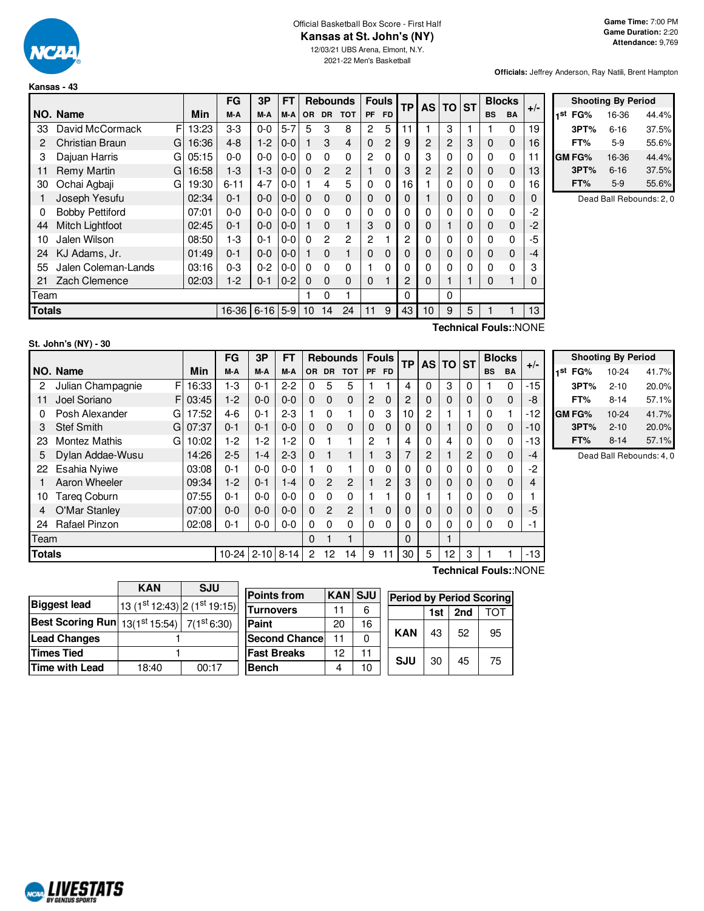Official Basketball Box Score - First Half

# Kansas at St. John's (NY)

12/03/21 UBS Arena, Elmont, N.Y.

2021-22 Men's Basketball

**Game Time:** 7:00 PM
**Game Duration:** 2:20
**Attendance:** 9,769

**Officials:** Jeffrey Anderson, Ray Natili, Brent Hampton

## Kansas - 43

| NO. | Name | | Min | FG M-A | 3P M-A | FT M-A | Rebounds OR | DR | TOT | Fouls PF | FD | TP | AS | TO | ST | Blocks BS | BA | +/- |
|---|---|---|---|---|---|---|---|---|---|---|---|---|---|---|---|---|---|---|
| 33 | David McCormack | F | 13:23 | 3-3 | 0-0 | 5-7 | 5 | 3 | 8 | 2 | 5 | 11 | 1 | 3 | 1 | 1 | 0 | 19 |
| 2 | Christian Braun | G | 16:36 | 4-8 | 1-2 | 0-0 | 1 | 3 | 4 | 0 | 2 | 9 | 2 | 2 | 3 | 0 | 0 | 16 |
| 3 | Dajuan Harris | G | 05:15 | 0-0 | 0-0 | 0-0 | 0 | 0 | 0 | 2 | 0 | 0 | 3 | 0 | 0 | 0 | 0 | 11 |
| 11 | Remy Martin | G | 16:58 | 1-3 | 1-3 | 0-0 | 0 | 2 | 2 | 1 | 0 | 3 | 2 | 2 | 0 | 0 | 0 | 13 |
| 30 | Ochai Agbaji | G | 19:30 | 6-11 | 4-7 | 0-0 | 1 | 4 | 5 | 0 | 0 | 16 | 1 | 0 | 0 | 0 | 0 | 16 |
| 1 | Joseph Yesufu | | 02:34 | 0-1 | 0-0 | 0-0 | 0 | 0 | 0 | 0 | 0 | 0 | 1 | 0 | 0 | 0 | 0 | 0 |
| 0 | Bobby Pettiford | | 07:01 | 0-0 | 0-0 | 0-0 | 0 | 0 | 0 | 0 | 0 | 0 | 0 | 0 | 0 | 0 | 0 | -2 |
| 44 | Mitch Lightfoot | | 02:45 | 0-1 | 0-0 | 0-0 | 1 | 0 | 1 | 3 | 0 | 0 | 0 | 1 | 0 | 0 | 0 | -2 |
| 10 | Jalen Wilson | | 08:50 | 1-3 | 0-1 | 0-0 | 0 | 2 | 2 | 2 | 1 | 2 | 0 | 0 | 0 | 0 | 0 | -5 |
| 24 | KJ Adams, Jr. | | 01:49 | 0-1 | 0-0 | 0-0 | 1 | 0 | 1 | 0 | 0 | 0 | 0 | 0 | 0 | 0 | 0 | -4 |
| 55 | Jalen Coleman-Lands | | 03:16 | 0-3 | 0-2 | 0-0 | 0 | 0 | 0 | 1 | 0 | 0 | 0 | 0 | 0 | 0 | 0 | 3 |
| 21 | Zach Clemence | | 02:03 | 1-2 | 0-1 | 0-2 | 0 | 0 | 0 | 0 | 1 | 2 | 0 | 1 | 1 | 0 | 1 | 0 |
| Team | | | | | | | 1 | 0 | 1 | | | 0 | | 0 | | | | |
| **Totals** | | | | 16-36 | 6-16 | 5-9 | 10 | 14 | 24 | 11 | 9 | 43 | 10 | 9 | 5 | 1 | 1 | 13 |

**Technical Fouls:**:NONE

| Shooting By Period | | |
|---|---|---|
| 1st FG% | 16-36 | 44.4% |
| 3PT% | 6-16 | 37.5% |
| FT% | 5-9 | 55.6% |
| GM FG% | 16-36 | 44.4% |
| 3PT% | 6-16 | 37.5% |
| FT% | 5-9 | 55.6% |

Dead Ball Rebounds: 2, 0

## St. John's (NY) - 30

| NO. | Name | | Min | FG M-A | 3P M-A | FT M-A | Rebounds OR | DR | TOT | Fouls PF | FD | TP | AS | TO | ST | Blocks BS | BA | +/- |
|---|---|---|---|---|---|---|---|---|---|---|---|---|---|---|---|---|---|---|
| 2 | Julian Champagnie | F | 16:33 | 1-3 | 0-1 | 2-2 | 0 | 5 | 5 | 1 | 1 | 4 | 0 | 3 | 0 | 1 | 0 | -15 |
| 11 | Joel Soriano | F | 03:45 | 1-2 | 0-0 | 0-0 | 0 | 0 | 0 | 2 | 0 | 2 | 0 | 0 | 0 | 0 | 0 | -8 |
| 0 | Posh Alexander | G | 17:52 | 4-6 | 0-1 | 2-3 | 1 | 0 | 1 | 0 | 3 | 10 | 2 | 1 | 1 | 0 | 1 | -12 |
| 3 | Stef Smith | G | 07:37 | 0-1 | 0-1 | 0-0 | 0 | 0 | 0 | 0 | 0 | 0 | 0 | 1 | 0 | 0 | 0 | -10 |
| 23 | Montez Mathis | G | 10:02 | 1-2 | 1-2 | 1-2 | 0 | 1 | 1 | 2 | 1 | 4 | 0 | 4 | 0 | 0 | 0 | -13 |
| 5 | Dylan Addae-Wusu | | 14:26 | 2-5 | 1-4 | 2-3 | 0 | 1 | 1 | 1 | 3 | 7 | 2 | 1 | 2 | 0 | 0 | -4 |
| 22 | Esahia Nyiwe | | 03:08 | 0-1 | 0-0 | 0-0 | 1 | 0 | 1 | 0 | 0 | 0 | 0 | 0 | 0 | 0 | 0 | -2 |
| 1 | Aaron Wheeler | | 09:34 | 1-2 | 0-1 | 1-4 | 0 | 2 | 2 | 1 | 2 | 3 | 0 | 0 | 0 | 0 | 0 | 4 |
| 10 | Tareq Coburn | | 07:55 | 0-1 | 0-0 | 0-0 | 0 | 0 | 0 | 1 | 1 | 0 | 1 | 1 | 0 | 0 | 0 | 1 |
| 4 | O'Mar Stanley | | 07:00 | 0-0 | 0-0 | 0-0 | 0 | 2 | 2 | 1 | 0 | 0 | 0 | 0 | 0 | 0 | 0 | -5 |
| 24 | Rafael Pinzon | | 02:08 | 0-1 | 0-0 | 0-0 | 0 | 0 | 0 | 0 | 0 | 0 | 0 | 0 | 0 | 0 | 0 | -1 |
| Team | | | | | | | 0 | 1 | 1 | | | 0 | | 1 | | | | |
| **Totals** | | | | 10-24 | 2-10 | 8-14 | 2 | 12 | 14 | 9 | 11 | 30 | 5 | 12 | 3 | 1 | 1 | -13 |

**Technical Fouls:**:NONE

| Shooting By Period | | |
|---|---|---|
| 1st FG% | 10-24 | 41.7% |
| 3PT% | 2-10 | 20.0% |
| FT% | 8-14 | 57.1% |
| GM FG% | 10-24 | 41.7% |
| 3PT% | 2-10 | 20.0% |
| FT% | 8-14 | 57.1% |

Dead Ball Rebounds: 4, 0

| | KAN | SJU |
|---|---|---|
| **Biggest lead** | 13 (1st 12:43) | 2 (1st 19:15) |
| **Best Scoring Run** | 13(1st 15:54) | 7(1st 6:30) |
| **Lead Changes** | 1 | |
| **Times Tied** | 1 | |
| **Time with Lead** | 18:40 | 00:17 |

| Points from | KAN | SJU |
|---|---|---|
| Turnovers | 11 | 6 |
| Paint | 20 | 16 |
| Second Chance | 11 | 0 |
| Fast Breaks | 12 | 11 |
| Bench | 4 | 10 |

| Period by Period Scoring | 1st | 2nd | TOT |
|---|---|---|---|
| KAN | 43 | 52 | 95 |
| SJU | 30 | 45 | 75 |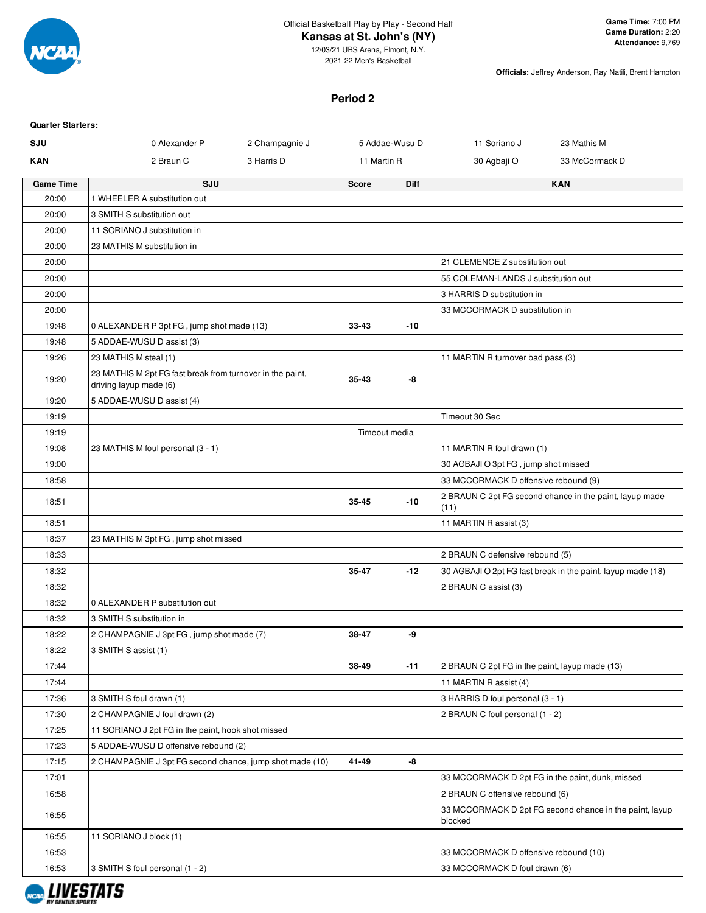Official Basketball Play by Play - Second Half

# Kansas at St. John's (NY)

12/03/21 UBS Arena, Elmont, N.Y.
2021-22 Men's Basketball

**Game Time:** 7:00 PM
**Game Duration:** 2:20
**Attendance:** 9,769

**Officials:** Jeffrey Anderson, Ray Natili, Brent Hampton

## Period 2

**Quarter Starters:**

| | | | | | |
|---|---|---|---|---|---|
| **SJU** | 0 Alexander P | 2 Champagnie J | 5 Addae-Wusu D | 11 Soriano J | 23 Mathis M |
| **KAN** | 2 Braun C | 3 Harris D | 11 Martin R | 30 Agbaji O | 33 McCormack D |

| Game Time | SJU | Score | Diff | KAN |
|---|---|---|---|---|
| 20:00 | 1 WHEELER A substitution out | | | |
| 20:00 | 3 SMITH S substitution out | | | |
| 20:00 | 11 SORIANO J substitution in | | | |
| 20:00 | 23 MATHIS M substitution in | | | |
| 20:00 | | | | 21 CLEMENCE Z substitution out |
| 20:00 | | | | 55 COLEMAN-LANDS J substitution out |
| 20:00 | | | | 3 HARRIS D substitution in |
| 20:00 | | | | 33 MCCORMACK D substitution in |
| 19:48 | 0 ALEXANDER P 3pt FG , jump shot made (13) | 33-43 | -10 | |
| 19:48 | 5 ADDAE-WUSU D assist (3) | | | |
| 19:26 | 23 MATHIS M steal (1) | | | 11 MARTIN R turnover bad pass (3) |
| 19:20 | 23 MATHIS M 2pt FG fast break from turnover in the paint, driving layup made (6) | 35-43 | -8 | |
| 19:20 | 5 ADDAE-WUSU D assist (4) | | | |
| 19:19 | | | | Timeout 30 Sec |
| 19:19 | Timeout media | | | |
| 19:08 | 23 MATHIS M foul personal (3 - 1) | | | 11 MARTIN R foul drawn (1) |
| 19:00 | | | | 30 AGBAJI O 3pt FG , jump shot missed |
| 18:58 | | | | 33 MCCORMACK D offensive rebound (9) |
| 18:51 | | 35-45 | -10 | 2 BRAUN C 2pt FG second chance in the paint, layup made (11) |
| 18:51 | | | | 11 MARTIN R assist (3) |
| 18:37 | 23 MATHIS M 3pt FG , jump shot missed | | | |
| 18:33 | | | | 2 BRAUN C defensive rebound (5) |
| 18:32 | | 35-47 | -12 | 30 AGBAJI O 2pt FG fast break in the paint, layup made (18) |
| 18:32 | | | | 2 BRAUN C assist (3) |
| 18:32 | 0 ALEXANDER P substitution out | | | |
| 18:32 | 3 SMITH S substitution in | | | |
| 18:22 | 2 CHAMPAGNIE J 3pt FG , jump shot made (7) | 38-47 | -9 | |
| 18:22 | 3 SMITH S assist (1) | | | |
| 17:44 | | 38-49 | -11 | 2 BRAUN C 2pt FG in the paint, layup made (13) |
| 17:44 | | | | 11 MARTIN R assist (4) |
| 17:36 | 3 SMITH S foul drawn (1) | | | 3 HARRIS D foul personal (3 - 1) |
| 17:30 | 2 CHAMPAGNIE J foul drawn (2) | | | 2 BRAUN C foul personal (1 - 2) |
| 17:25 | 11 SORIANO J 2pt FG in the paint, hook shot missed | | | |
| 17:23 | 5 ADDAE-WUSU D offensive rebound (2) | | | |
| 17:15 | 2 CHAMPAGNIE J 3pt FG second chance, jump shot made (10) | 41-49 | -8 | |
| 17:01 | | | | 33 MCCORMACK D 2pt FG in the paint, dunk, missed |
| 16:58 | | | | 2 BRAUN C offensive rebound (6) |
| 16:55 | | | | 33 MCCORMACK D 2pt FG second chance in the paint, layup blocked |
| 16:55 | 11 SORIANO J block (1) | | | |
| 16:53 | | | | 33 MCCORMACK D offensive rebound (10) |
| 16:53 | 3 SMITH S foul personal (1 - 2) | | | 33 MCCORMACK D foul drawn (6) |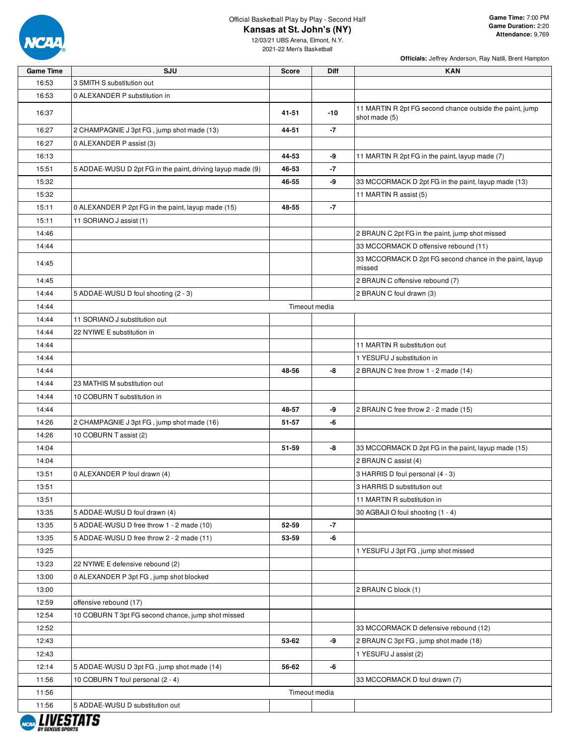Official Basketball Play by Play - Second Half

**Kansas at St. John's (NY)**

12/03/21 UBS Arena, Elmont, N.Y.

2021-22 Men's Basketball

**Game Time:** 7:00 PM
**Game Duration:** 2:20
**Attendance:** 9,769

**Officials:** Jeffrey Anderson, Ray Natili, Brent Hampton

| Game Time | SJU | Score | Diff | KAN |
|---|---|---|---|---|
| 16:53 | 3 SMITH S substitution out | | | |
| 16:53 | 0 ALEXANDER P substitution in | | | |
| 16:37 | | 41-51 | -10 | 11 MARTIN R 2pt FG second chance outside the paint, jump shot made (5) |
| 16:27 | 2 CHAMPAGNIE J 3pt FG , jump shot made (13) | 44-51 | -7 | |
| 16:27 | 0 ALEXANDER P assist (3) | | | |
| 16:13 | | 44-53 | -9 | 11 MARTIN R 2pt FG in the paint, layup made (7) |
| 15:51 | 5 ADDAE-WUSU D 2pt FG in the paint, driving layup made (9) | 46-53 | -7 | |
| 15:32 | | 46-55 | -9 | 33 MCCORMACK D 2pt FG in the paint, layup made (13) |
| 15:32 | | | | 11 MARTIN R assist (5) |
| 15:11 | 0 ALEXANDER P 2pt FG in the paint, layup made (15) | 48-55 | -7 | |
| 15:11 | 11 SORIANO J assist (1) | | | |
| 14:46 | | | | 2 BRAUN C 2pt FG in the paint, jump shot missed |
| 14:44 | | | | 33 MCCORMACK D offensive rebound (11) |
| 14:45 | | | | 33 MCCORMACK D 2pt FG second chance in the paint, layup missed |
| 14:45 | | | | 2 BRAUN C offensive rebound (7) |
| 14:44 | 5 ADDAE-WUSU D foul shooting (2 - 3) | | | 2 BRAUN C foul drawn (3) |
| 14:44 | | Timeout media | | |
| 14:44 | 11 SORIANO J substitution out | | | |
| 14:44 | 22 NYIWE E substitution in | | | |
| 14:44 | | | | 11 MARTIN R substitution out |
| 14:44 | | | | 1 YESUFU J substitution in |
| 14:44 | | 48-56 | -8 | 2 BRAUN C free throw 1 - 2 made (14) |
| 14:44 | 23 MATHIS M substitution out | | | |
| 14:44 | 10 COBURN T substitution in | | | |
| 14:44 | | 48-57 | -9 | 2 BRAUN C free throw 2 - 2 made (15) |
| 14:26 | 2 CHAMPAGNIE J 3pt FG , jump shot made (16) | 51-57 | -6 | |
| 14:26 | 10 COBURN T assist (2) | | | |
| 14:04 | | 51-59 | -8 | 33 MCCORMACK D 2pt FG in the paint, layup made (15) |
| 14:04 | | | | 2 BRAUN C assist (4) |
| 13:51 | 0 ALEXANDER P foul drawn (4) | | | 3 HARRIS D foul personal (4 - 3) |
| 13:51 | | | | 3 HARRIS D substitution out |
| 13:51 | | | | 11 MARTIN R substitution in |
| 13:35 | 5 ADDAE-WUSU D foul drawn (4) | | | 30 AGBAJI O foul shooting (1 - 4) |
| 13:35 | 5 ADDAE-WUSU D free throw 1 - 2 made (10) | 52-59 | -7 | |
| 13:35 | 5 ADDAE-WUSU D free throw 2 - 2 made (11) | 53-59 | -6 | |
| 13:25 | | | | 1 YESUFU J 3pt FG , jump shot missed |
| 13:23 | 22 NYIWE E defensive rebound (2) | | | |
| 13:00 | 0 ALEXANDER P 3pt FG , jump shot blocked | | | |
| 13:00 | | | | 2 BRAUN C block (1) |
| 12:59 | offensive rebound (17) | | | |
| 12:54 | 10 COBURN T 3pt FG second chance, jump shot missed | | | |
| 12:52 | | | | 33 MCCORMACK D defensive rebound (12) |
| 12:43 | | 53-62 | -9 | 2 BRAUN C 3pt FG , jump shot made (18) |
| 12:43 | | | | 1 YESUFU J assist (2) |
| 12:14 | 5 ADDAE-WUSU D 3pt FG , jump shot made (14) | 56-62 | -6 | |
| 11:56 | 10 COBURN T foul personal (2 - 4) | | | 33 MCCORMACK D foul drawn (7) |
| 11:56 | | Timeout media | | |
| 11:56 | 5 ADDAE-WUSU D substitution out | | | |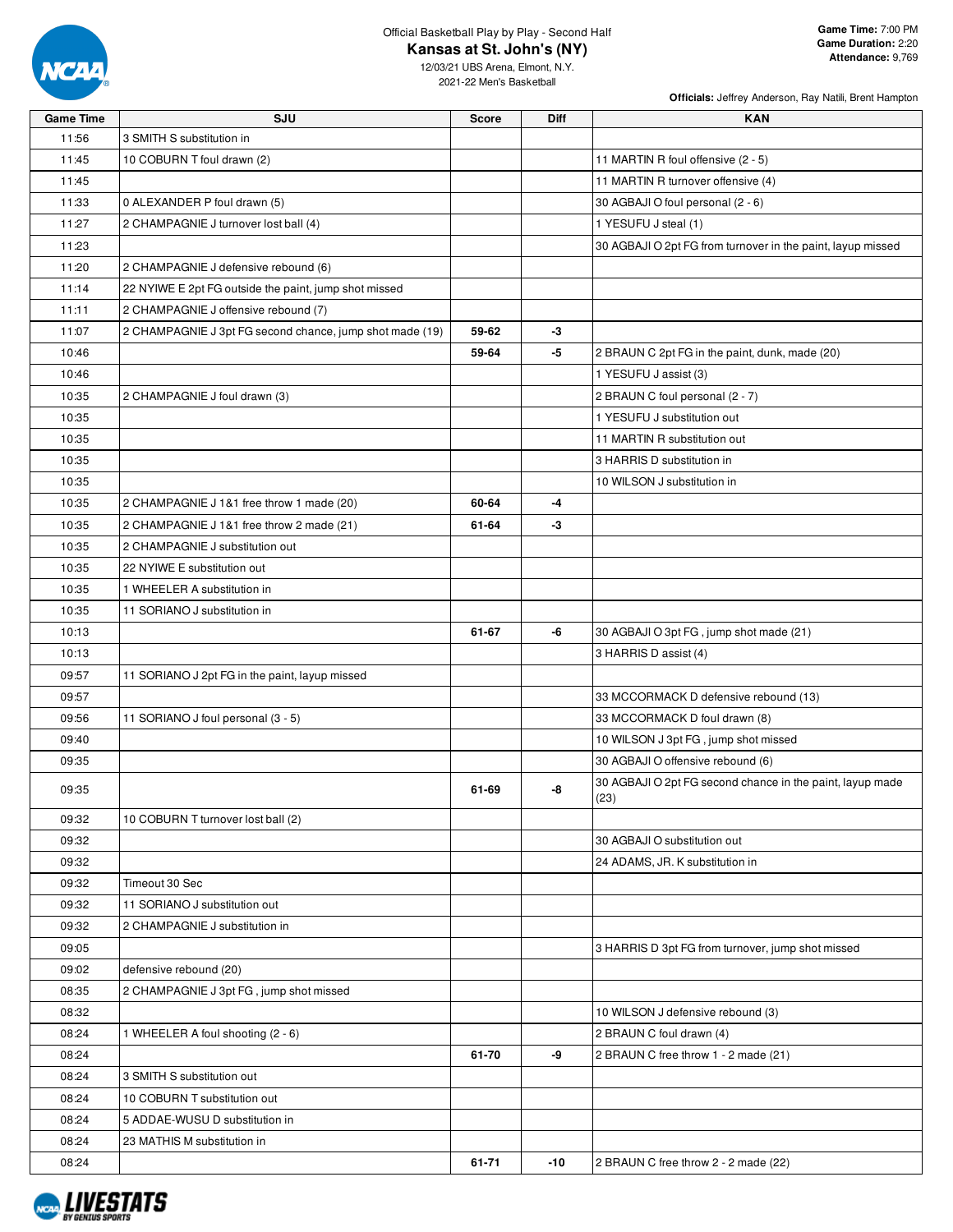Official Basketball Play by Play - Second Half

# Kansas at St. John's (NY)

12/03/21 UBS Arena, Elmont, N.Y.
2021-22 Men's Basketball

**Game Time:** 7:00 PM
**Game Duration:** 2:20
**Attendance:** 9,769

**Officials:** Jeffrey Anderson, Ray Natili, Brent Hampton

| Game Time | SJU | Score | Diff | KAN |
|---|---|---|---|---|
| 11:56 | 3 SMITH S substitution in | | | |
| 11:45 | 10 COBURN T foul drawn (2) | | | 11 MARTIN R foul offensive (2 - 5) |
| 11:45 | | | | 11 MARTIN R turnover offensive (4) |
| 11:33 | 0 ALEXANDER P foul drawn (5) | | | 30 AGBAJI O foul personal (2 - 6) |
| 11:27 | 2 CHAMPAGNIE J turnover lost ball (4) | | | 1 YESUFU J steal (1) |
| 11:23 | | | | 30 AGBAJI O 2pt FG from turnover in the paint, layup missed |
| 11:20 | 2 CHAMPAGNIE J defensive rebound (6) | | | |
| 11:14 | 22 NYIWE E 2pt FG outside the paint, jump shot missed | | | |
| 11:11 | 2 CHAMPAGNIE J offensive rebound (7) | | | |
| 11:07 | 2 CHAMPAGNIE J 3pt FG second chance, jump shot made (19) | 59-62 | -3 | |
| 10:46 | | 59-64 | -5 | 2 BRAUN C 2pt FG in the paint, dunk, made (20) |
| 10:46 | | | | 1 YESUFU J assist (3) |
| 10:35 | 2 CHAMPAGNIE J foul drawn (3) | | | 2 BRAUN C foul personal (2 - 7) |
| 10:35 | | | | 1 YESUFU J substitution out |
| 10:35 | | | | 11 MARTIN R substitution out |
| 10:35 | | | | 3 HARRIS D substitution in |
| 10:35 | | | | 10 WILSON J substitution in |
| 10:35 | 2 CHAMPAGNIE J 1&1 free throw 1 made (20) | 60-64 | -4 | |
| 10:35 | 2 CHAMPAGNIE J 1&1 free throw 2 made (21) | 61-64 | -3 | |
| 10:35 | 2 CHAMPAGNIE J substitution out | | | |
| 10:35 | 22 NYIWE E substitution out | | | |
| 10:35 | 1 WHEELER A substitution in | | | |
| 10:35 | 11 SORIANO J substitution in | | | |
| 10:13 | | 61-67 | -6 | 30 AGBAJI O 3pt FG , jump shot made (21) |
| 10:13 | | | | 3 HARRIS D assist (4) |
| 09:57 | 11 SORIANO J 2pt FG in the paint, layup missed | | | |
| 09:57 | | | | 33 MCCORMACK D defensive rebound (13) |
| 09:56 | 11 SORIANO J foul personal (3 - 5) | | | 33 MCCORMACK D foul drawn (8) |
| 09:40 | | | | 10 WILSON J 3pt FG , jump shot missed |
| 09:35 | | | | 30 AGBAJI O offensive rebound (6) |
| 09:35 | | 61-69 | -8 | 30 AGBAJI O 2pt FG second chance in the paint, layup made (23) |
| 09:32 | 10 COBURN T turnover lost ball (2) | | | |
| 09:32 | | | | 30 AGBAJI O substitution out |
| 09:32 | | | | 24 ADAMS, JR. K substitution in |
| 09:32 | Timeout 30 Sec | | | |
| 09:32 | 11 SORIANO J substitution out | | | |
| 09:32 | 2 CHAMPAGNIE J substitution in | | | |
| 09:05 | | | | 3 HARRIS D 3pt FG from turnover, jump shot missed |
| 09:02 | defensive rebound (20) | | | |
| 08:35 | 2 CHAMPAGNIE J 3pt FG , jump shot missed | | | |
| 08:32 | | | | 10 WILSON J defensive rebound (3) |
| 08:24 | 1 WHEELER A foul shooting (2 - 6) | | | 2 BRAUN C foul drawn (4) |
| 08:24 | | 61-70 | -9 | 2 BRAUN C free throw 1 - 2 made (21) |
| 08:24 | 3 SMITH S substitution out | | | |
| 08:24 | 10 COBURN T substitution out | | | |
| 08:24 | 5 ADDAE-WUSU D substitution in | | | |
| 08:24 | 23 MATHIS M substitution in | | | |
| 08:24 | | 61-71 | -10 | 2 BRAUN C free throw 2 - 2 made (22) |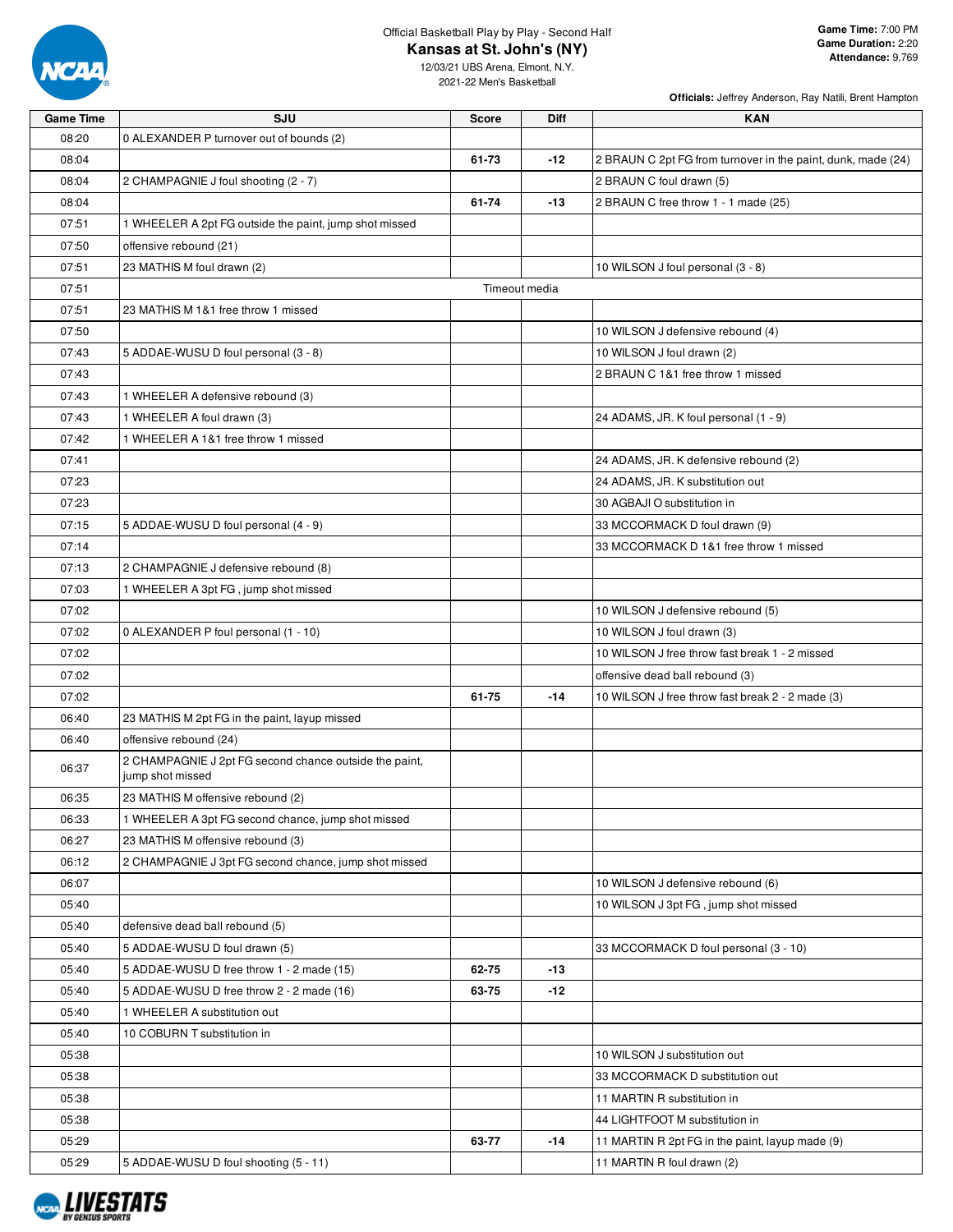Official Basketball Play by Play - Second Half

# Kansas at St. John's (NY)

12/03/21 UBS Arena, Elmont, N.Y.

2021-22 Men's Basketball

**Game Time:** 7:00 PM
**Game Duration:** 2:20
**Attendance:** 9,769

**Officials:** Jeffrey Anderson, Ray Natili, Brent Hampton

| Game Time | SJU | Score | Diff | KAN |
|---|---|---|---|---|
| 08:20 | 0 ALEXANDER P turnover out of bounds (2) | | | |
| 08:04 | | 61-73 | -12 | 2 BRAUN C 2pt FG from turnover in the paint, dunk, made (24) |
| 08:04 | 2 CHAMPAGNIE J foul shooting (2 - 7) | | | 2 BRAUN C foul drawn (5) |
| 08:04 | | 61-74 | -13 | 2 BRAUN C free throw 1 - 1 made (25) |
| 07:51 | 1 WHEELER A 2pt FG outside the paint, jump shot missed | | | |
| 07:50 | offensive rebound (21) | | | |
| 07:51 | 23 MATHIS M foul drawn (2) | | | 10 WILSON J foul personal (3 - 8) |
| 07:51 | Timeout media | | | |
| 07:51 | 23 MATHIS M 1&1 free throw 1 missed | | | |
| 07:50 | | | | 10 WILSON J defensive rebound (4) |
| 07:43 | 5 ADDAE-WUSU D foul personal (3 - 8) | | | 10 WILSON J foul drawn (2) |
| 07:43 | | | | 2 BRAUN C 1&1 free throw 1 missed |
| 07:43 | 1 WHEELER A defensive rebound (3) | | | |
| 07:43 | 1 WHEELER A foul drawn (3) | | | 24 ADAMS, JR. K foul personal (1 - 9) |
| 07:42 | 1 WHEELER A 1&1 free throw 1 missed | | | |
| 07:41 | | | | 24 ADAMS, JR. K defensive rebound (2) |
| 07:23 | | | | 24 ADAMS, JR. K substitution out |
| 07:23 | | | | 30 AGBAJI O substitution in |
| 07:15 | 5 ADDAE-WUSU D foul personal (4 - 9) | | | 33 MCCORMACK D foul drawn (9) |
| 07:14 | | | | 33 MCCORMACK D 1&1 free throw 1 missed |
| 07:13 | 2 CHAMPAGNIE J defensive rebound (8) | | | |
| 07:03 | 1 WHEELER A 3pt FG , jump shot missed | | | |
| 07:02 | | | | 10 WILSON J defensive rebound (5) |
| 07:02 | 0 ALEXANDER P foul personal (1 - 10) | | | 10 WILSON J foul drawn (3) |
| 07:02 | | | | 10 WILSON J free throw fast break 1 - 2 missed |
| 07:02 | | | | offensive dead ball rebound (3) |
| 07:02 | | 61-75 | -14 | 10 WILSON J free throw fast break 2 - 2 made (3) |
| 06:40 | 23 MATHIS M 2pt FG in the paint, layup missed | | | |
| 06:40 | offensive rebound (24) | | | |
| 06:37 | 2 CHAMPAGNIE J 2pt FG second chance outside the paint, jump shot missed | | | |
| 06:35 | 23 MATHIS M offensive rebound (2) | | | |
| 06:33 | 1 WHEELER A 3pt FG second chance, jump shot missed | | | |
| 06:27 | 23 MATHIS M offensive rebound (3) | | | |
| 06:12 | 2 CHAMPAGNIE J 3pt FG second chance, jump shot missed | | | |
| 06:07 | | | | 10 WILSON J defensive rebound (6) |
| 05:40 | | | | 10 WILSON J 3pt FG , jump shot missed |
| 05:40 | defensive dead ball rebound (5) | | | |
| 05:40 | 5 ADDAE-WUSU D foul drawn (5) | | | 33 MCCORMACK D foul personal (3 - 10) |
| 05:40 | 5 ADDAE-WUSU D free throw 1 - 2 made (15) | 62-75 | -13 | |
| 05:40 | 5 ADDAE-WUSU D free throw 2 - 2 made (16) | 63-75 | -12 | |
| 05:40 | 1 WHEELER A substitution out | | | |
| 05:40 | 10 COBURN T substitution in | | | |
| 05:38 | | | | 10 WILSON J substitution out |
| 05:38 | | | | 33 MCCORMACK D substitution out |
| 05:38 | | | | 11 MARTIN R substitution in |
| 05:38 | | | | 44 LIGHTFOOT M substitution in |
| 05:29 | | 63-77 | -14 | 11 MARTIN R 2pt FG in the paint, layup made (9) |
| 05:29 | 5 ADDAE-WUSU D foul shooting (5 - 11) | | | 11 MARTIN R foul drawn (2) |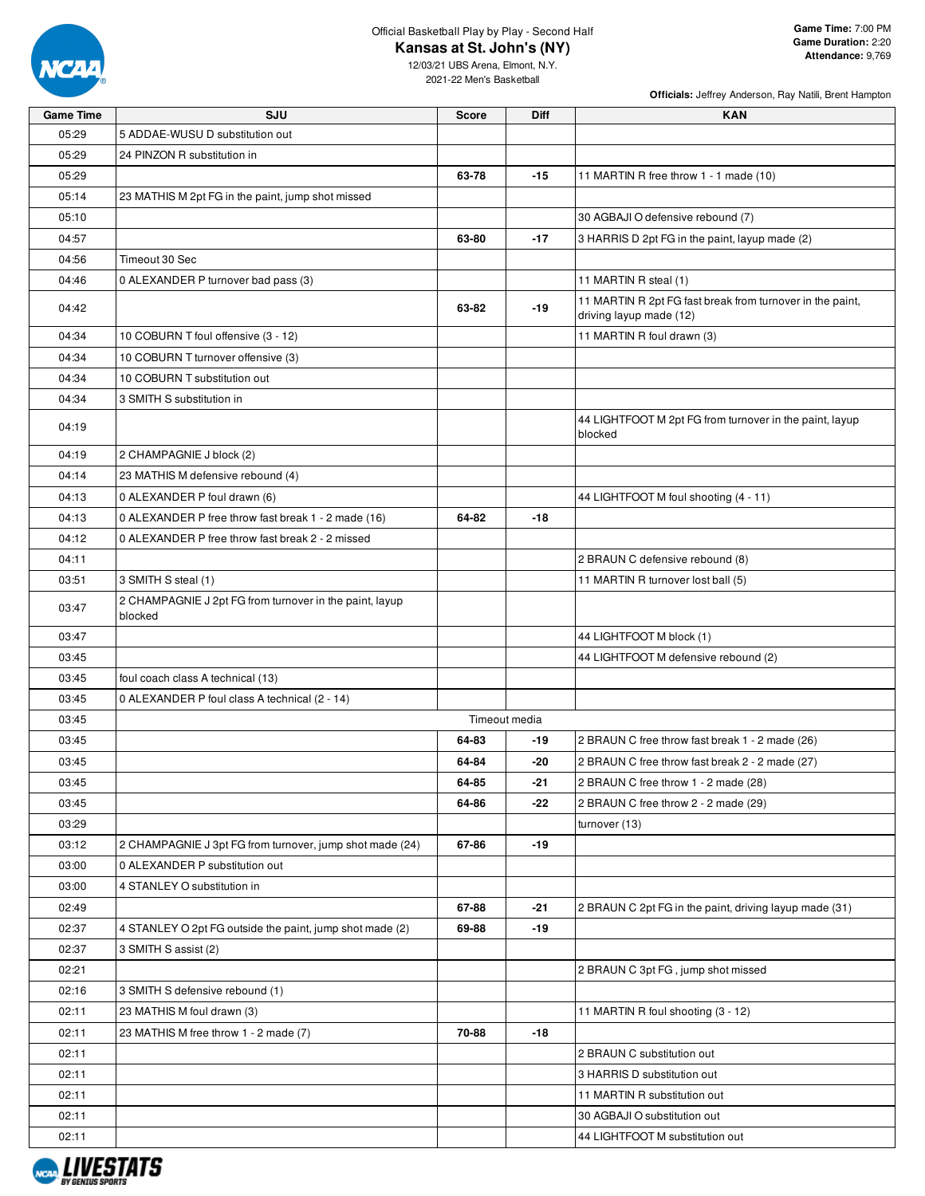Official Basketball Play by Play - Second Half

# Kansas at St. John's (NY)

12/03/21 UBS Arena, Elmont, N.Y.

2021-22 Men's Basketball

**Game Time:** 7:00 PM
**Game Duration:** 2:20
**Attendance:** 9,769

**Officials:** Jeffrey Anderson, Ray Natili, Brent Hampton

| Game Time | SJU | Score | Diff | KAN |
|---|---|---|---|---|
| 05:29 | 5 ADDAE-WUSU D substitution out | | | |
| 05:29 | 24 PINZON R substitution in | | | |
| 05:29 | | 63-78 | -15 | 11 MARTIN R free throw 1 - 1 made (10) |
| 05:14 | 23 MATHIS M 2pt FG in the paint, jump shot missed | | | |
| 05:10 | | | | 30 AGBAJI O defensive rebound (7) |
| 04:57 | | 63-80 | -17 | 3 HARRIS D 2pt FG in the paint, layup made (2) |
| 04:56 | Timeout 30 Sec | | | |
| 04:46 | 0 ALEXANDER P turnover bad pass (3) | | | 11 MARTIN R steal (1) |
| 04:42 | | 63-82 | -19 | 11 MARTIN R 2pt FG fast break from turnover in the paint, driving layup made (12) |
| 04:34 | 10 COBURN T foul offensive (3 - 12) | | | 11 MARTIN R foul drawn (3) |
| 04:34 | 10 COBURN T turnover offensive (3) | | | |
| 04:34 | 10 COBURN T substitution out | | | |
| 04:34 | 3 SMITH S substitution in | | | |
| 04:19 | | | | 44 LIGHTFOOT M 2pt FG from turnover in the paint, layup blocked |
| 04:19 | 2 CHAMPAGNIE J block (2) | | | |
| 04:14 | 23 MATHIS M defensive rebound (4) | | | |
| 04:13 | 0 ALEXANDER P foul drawn (6) | | | 44 LIGHTFOOT M foul shooting (4 - 11) |
| 04:13 | 0 ALEXANDER P free throw fast break 1 - 2 made (16) | 64-82 | -18 | |
| 04:12 | 0 ALEXANDER P free throw fast break 2 - 2 missed | | | |
| 04:11 | | | | 2 BRAUN C defensive rebound (8) |
| 03:51 | 3 SMITH S steal (1) | | | 11 MARTIN R turnover lost ball (5) |
| 03:47 | 2 CHAMPAGNIE J 2pt FG from turnover in the paint, layup blocked | | | |
| 03:47 | | | | 44 LIGHTFOOT M block (1) |
| 03:45 | | | | 44 LIGHTFOOT M defensive rebound (2) |
| 03:45 | foul coach class A technical (13) | | | |
| 03:45 | 0 ALEXANDER P foul class A technical (2 - 14) | | | |
| 03:45 | Timeout media | | | |
| 03:45 | | 64-83 | -19 | 2 BRAUN C free throw fast break 1 - 2 made (26) |
| 03:45 | | 64-84 | -20 | 2 BRAUN C free throw fast break 2 - 2 made (27) |
| 03:45 | | 64-85 | -21 | 2 BRAUN C free throw 1 - 2 made (28) |
| 03:45 | | 64-86 | -22 | 2 BRAUN C free throw 2 - 2 made (29) |
| 03:29 | | | | turnover (13) |
| 03:12 | 2 CHAMPAGNIE J 3pt FG from turnover, jump shot made (24) | 67-86 | -19 | |
| 03:00 | 0 ALEXANDER P substitution out | | | |
| 03:00 | 4 STANLEY O substitution in | | | |
| 02:49 | | 67-88 | -21 | 2 BRAUN C 2pt FG in the paint, driving layup made (31) |
| 02:37 | 4 STANLEY O 2pt FG outside the paint, jump shot made (2) | 69-88 | -19 | |
| 02:37 | 3 SMITH S assist (2) | | | |
| 02:21 | | | | 2 BRAUN C 3pt FG , jump shot missed |
| 02:16 | 3 SMITH S defensive rebound (1) | | | |
| 02:11 | 23 MATHIS M foul drawn (3) | | | 11 MARTIN R foul shooting (3 - 12) |
| 02:11 | 23 MATHIS M free throw 1 - 2 made (7) | 70-88 | -18 | |
| 02:11 | | | | 2 BRAUN C substitution out |
| 02:11 | | | | 3 HARRIS D substitution out |
| 02:11 | | | | 11 MARTIN R substitution out |
| 02:11 | | | | 30 AGBAJI O substitution out |
| 02:11 | | | | 44 LIGHTFOOT M substitution out |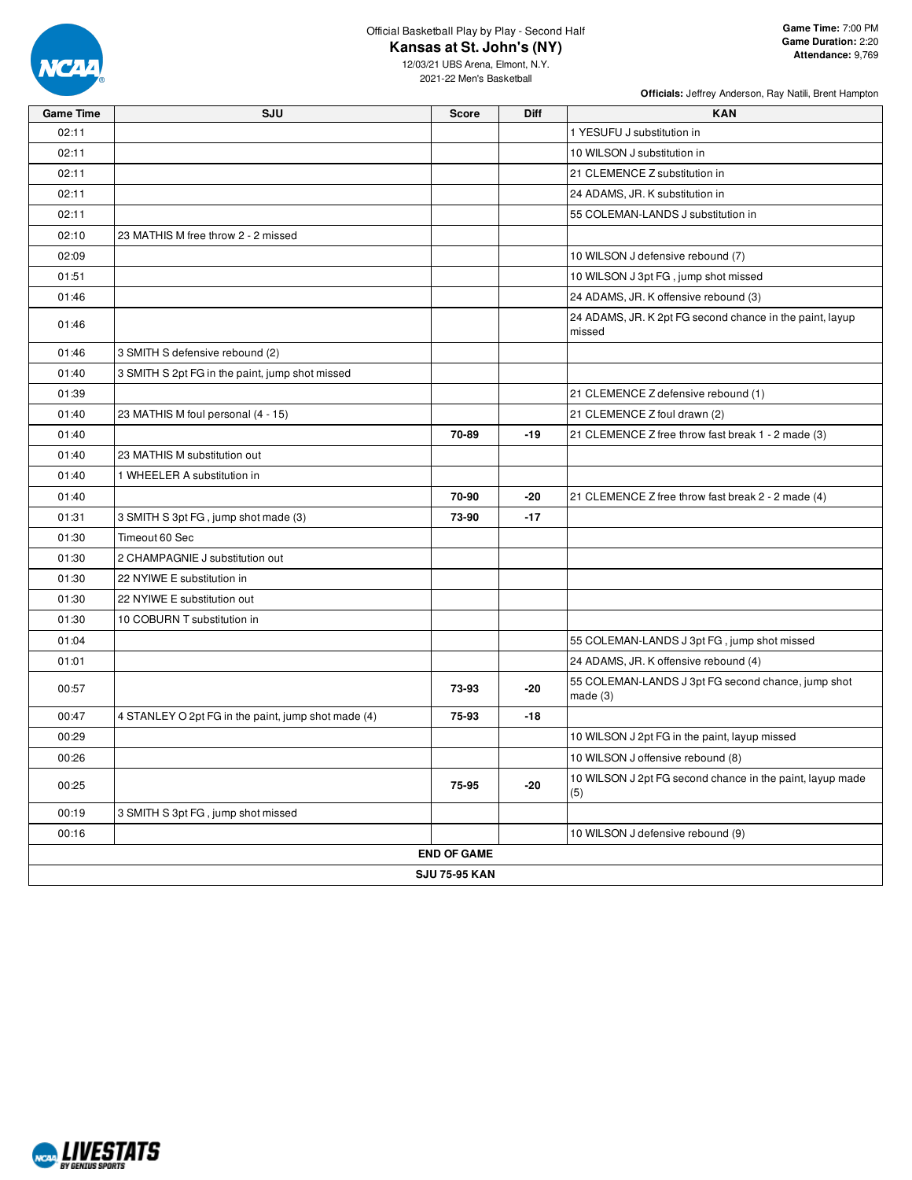Official Basketball Play by Play - Second Half

# Kansas at St. John's (NY)

12/03/21 UBS Arena, Elmont, N.Y.
2021-22 Men's Basketball

**Game Time:** 7:00 PM
**Game Duration:** 2:20
**Attendance:** 9,769

**Officials:** Jeffrey Anderson, Ray Natili, Brent Hampton

| Game Time | SJU | Score | Diff | KAN |
|---|---|---|---|---|
| 02:11 | | | | 1 YESUFU J substitution in |
| 02:11 | | | | 10 WILSON J substitution in |
| 02:11 | | | | 21 CLEMENCE Z substitution in |
| 02:11 | | | | 24 ADAMS, JR. K substitution in |
| 02:11 | | | | 55 COLEMAN-LANDS J substitution in |
| 02:10 | 23 MATHIS M free throw 2 - 2 missed | | | |
| 02:09 | | | | 10 WILSON J defensive rebound (7) |
| 01:51 | | | | 10 WILSON J 3pt FG , jump shot missed |
| 01:46 | | | | 24 ADAMS, JR. K offensive rebound (3) |
| 01:46 | | | | 24 ADAMS, JR. K 2pt FG second chance in the paint, layup missed |
| 01:46 | 3 SMITH S defensive rebound (2) | | | |
| 01:40 | 3 SMITH S 2pt FG in the paint, jump shot missed | | | |
| 01:39 | | | | 21 CLEMENCE Z defensive rebound (1) |
| 01:40 | 23 MATHIS M foul personal (4 - 15) | | | 21 CLEMENCE Z foul drawn (2) |
| 01:40 | | 70-89 | -19 | 21 CLEMENCE Z free throw fast break 1 - 2 made (3) |
| 01:40 | 23 MATHIS M substitution out | | | |
| 01:40 | 1 WHEELER A substitution in | | | |
| 01:40 | | 70-90 | -20 | 21 CLEMENCE Z free throw fast break 2 - 2 made (4) |
| 01:31 | 3 SMITH S 3pt FG , jump shot made (3) | 73-90 | -17 | |
| 01:30 | Timeout 60 Sec | | | |
| 01:30 | 2 CHAMPAGNIE J substitution out | | | |
| 01:30 | 22 NYIWE E substitution in | | | |
| 01:30 | 22 NYIWE E substitution out | | | |
| 01:30 | 10 COBURN T substitution in | | | |
| 01:04 | | | | 55 COLEMAN-LANDS J 3pt FG , jump shot missed |
| 01:01 | | | | 24 ADAMS, JR. K offensive rebound (4) |
| 00:57 | | 73-93 | -20 | 55 COLEMAN-LANDS J 3pt FG second chance, jump shot made (3) |
| 00:47 | 4 STANLEY O 2pt FG in the paint, jump shot made (4) | 75-93 | -18 | |
| 00:29 | | | | 10 WILSON J 2pt FG in the paint, layup missed |
| 00:26 | | | | 10 WILSON J offensive rebound (8) |
| 00:25 | | 75-95 | -20 | 10 WILSON J 2pt FG second chance in the paint, layup made (5) |
| 00:19 | 3 SMITH S 3pt FG , jump shot missed | | | |
| 00:16 | | | | 10 WILSON J defensive rebound (9) |
| **END OF GAME** | | | | |
| **SJU 75-95 KAN** | | | | |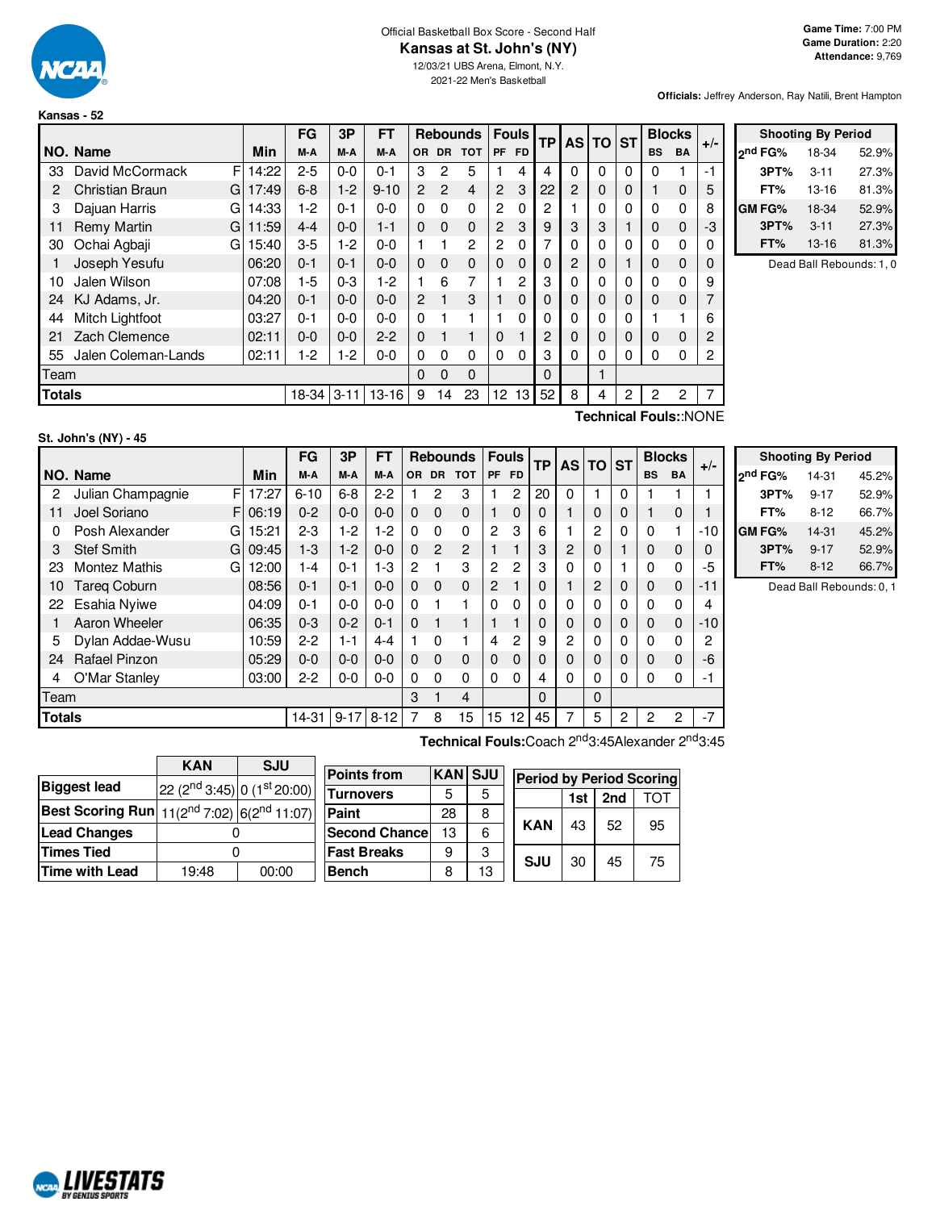Official Basketball Box Score - Second Half

# Kansas at St. John's (NY)

12/03/21 UBS Arena, Elmont, N.Y.
2021-22 Men's Basketball

**Game Time:** 7:00 PM
**Game Duration:** 2:20
**Attendance:** 9,769

**Officials:** Jeffrey Anderson, Ray Natili, Brent Hampton

## Kansas - 52

| NO. | Name | | Min | FG M-A | 3P M-A | FT M-A | OR | DR | TOT | PF | FD | TP | AS | TO | ST | BS | BA | +/- |
|---|---|---|---|---|---|---|---|---|---|---|---|---|---|---|---|---|---|---|
| 33 | David McCormack | F | 14:22 | 2-5 | 0-0 | 0-1 | 3 | 2 | 5 | 1 | 4 | 4 | 0 | 0 | 0 | 0 | 1 | -1 |
| 2 | Christian Braun | G | 17:49 | 6-8 | 1-2 | 9-10 | 2 | 2 | 4 | 2 | 3 | 22 | 2 | 0 | 0 | 1 | 0 | 5 |
| 3 | Dajuan Harris | G | 14:33 | 1-2 | 0-1 | 0-0 | 0 | 0 | 0 | 2 | 0 | 2 | 1 | 0 | 0 | 0 | 0 | 8 |
| 11 | Remy Martin | G | 11:59 | 4-4 | 0-0 | 1-1 | 0 | 0 | 0 | 2 | 3 | 9 | 3 | 3 | 1 | 0 | 0 | -3 |
| 30 | Ochai Agbaji | G | 15:40 | 3-5 | 1-2 | 0-0 | 1 | 1 | 2 | 2 | 0 | 7 | 0 | 0 | 0 | 0 | 0 | 0 |
| 1 | Joseph Yesufu | | 06:20 | 0-1 | 0-1 | 0-0 | 0 | 0 | 0 | 0 | 0 | 0 | 2 | 0 | 1 | 0 | 0 | 0 |
| 10 | Jalen Wilson | | 07:08 | 1-5 | 0-3 | 1-2 | 1 | 6 | 7 | 1 | 2 | 3 | 0 | 0 | 0 | 0 | 0 | 9 |
| 24 | KJ Adams, Jr. | | 04:20 | 0-1 | 0-0 | 0-0 | 2 | 1 | 3 | 1 | 0 | 0 | 0 | 0 | 0 | 0 | 0 | 7 |
| 44 | Mitch Lightfoot | | 03:27 | 0-1 | 0-0 | 0-0 | 0 | 1 | 1 | 1 | 0 | 0 | 0 | 0 | 0 | 1 | 1 | 6 |
| 21 | Zach Clemence | | 02:11 | 0-0 | 0-0 | 2-2 | 0 | 1 | 1 | 0 | 1 | 2 | 0 | 0 | 0 | 0 | 0 | 2 |
| 55 | Jalen Coleman-Lands | | 02:11 | 1-2 | 1-2 | 0-0 | 0 | 0 | 0 | 0 | 0 | 3 | 0 | 0 | 0 | 0 | 0 | 2 |
| | Team | | | | | | 0 | 0 | 0 | | | 0 | | 1 | | | | |
| | **Totals** | | | 18-34 | 3-11 | 13-16 | 9 | 14 | 23 | 12 | 13 | 52 | 8 | 4 | 2 | 2 | 2 | 7 |

Technical Fouls::NONE

| Shooting By Period | | |
|---|---|---|
| 2nd FG% | 18-34 | 52.9% |
| 3PT% | 3-11 | 27.3% |
| FT% | 13-16 | 81.3% |
| GM FG% | 18-34 | 52.9% |
| 3PT% | 3-11 | 27.3% |
| FT% | 13-16 | 81.3% |

Dead Ball Rebounds: 1, 0

## St. John's (NY) - 45

| NO. | Name | | Min | FG M-A | 3P M-A | FT M-A | OR | DR | TOT | PF | FD | TP | AS | TO | ST | BS | BA | +/- |
|---|---|---|---|---|---|---|---|---|---|---|---|---|---|---|---|---|---|---|
| 2 | Julian Champagnie | F | 17:27 | 6-10 | 6-8 | 2-2 | 1 | 2 | 3 | 1 | 2 | 20 | 0 | 1 | 0 | 1 | 1 | 1 |
| 11 | Joel Soriano | F | 06:19 | 0-2 | 0-0 | 0-0 | 0 | 0 | 0 | 1 | 0 | 0 | 1 | 0 | 0 | 1 | 0 | 1 |
| 0 | Posh Alexander | G | 15:21 | 2-3 | 1-2 | 1-2 | 0 | 0 | 0 | 2 | 3 | 6 | 1 | 2 | 0 | 0 | 1 | -10 |
| 3 | Stef Smith | G | 09:45 | 1-3 | 1-2 | 0-0 | 0 | 2 | 2 | 1 | 1 | 3 | 2 | 0 | 1 | 0 | 0 | 0 |
| 23 | Montez Mathis | G | 12:00 | 1-4 | 0-1 | 1-3 | 2 | 1 | 3 | 2 | 2 | 3 | 0 | 0 | 1 | 0 | 0 | -5 |
| 10 | Tareq Coburn | | 08:56 | 0-1 | 0-1 | 0-0 | 0 | 0 | 0 | 2 | 1 | 0 | 1 | 2 | 0 | 0 | 0 | -11 |
| 22 | Esahia Nyiwe | | 04:09 | 0-1 | 0-0 | 0-0 | 0 | 1 | 1 | 0 | 0 | 0 | 0 | 0 | 0 | 0 | 0 | 4 |
| 1 | Aaron Wheeler | | 06:35 | 0-3 | 0-2 | 0-1 | 0 | 1 | 1 | 1 | 1 | 0 | 0 | 0 | 0 | 0 | 0 | -10 |
| 5 | Dylan Addae-Wusu | | 10:59 | 2-2 | 1-1 | 4-4 | 1 | 0 | 1 | 4 | 2 | 9 | 2 | 0 | 0 | 0 | 0 | 2 |
| 24 | Rafael Pinzon | | 05:29 | 0-0 | 0-0 | 0-0 | 0 | 0 | 0 | 0 | 0 | 0 | 0 | 0 | 0 | 0 | 0 | -6 |
| 4 | O'Mar Stanley | | 03:00 | 2-2 | 0-0 | 0-0 | 0 | 0 | 0 | 0 | 0 | 4 | 0 | 0 | 0 | 0 | 0 | -1 |
| | Team | | | | | | 3 | 1 | 4 | | | 0 | | 0 | | | | |
| | **Totals** | | | 14-31 | 9-17 | 8-12 | 7 | 8 | 15 | 15 | 12 | 45 | 7 | 5 | 2 | 2 | 2 | -7 |

Technical Fouls:Coach 2nd3:45Alexander 2nd3:45

| Shooting By Period | | |
|---|---|---|
| 2nd FG% | 14-31 | 45.2% |
| 3PT% | 9-17 | 52.9% |
| FT% | 8-12 | 66.7% |
| GM FG% | 14-31 | 45.2% |
| 3PT% | 9-17 | 52.9% |
| FT% | 8-12 | 66.7% |

Dead Ball Rebounds: 0, 1

| | KAN | SJU |
|---|---|---|
| Biggest lead | 22 (2nd 3:45) | 0 (1st 20:00) |
| Best Scoring Run | 11(2nd 7:02) | 6(2nd 11:07) |
| Lead Changes | 0 | |
| Times Tied | 0 | |
| Time with Lead | 19:48 | 00:00 |

| Points from | KAN | SJU |
|---|---|---|
| Turnovers | 5 | 5 |
| Paint | 28 | 8 |
| Second Chance | 13 | 6 |
| Fast Breaks | 9 | 3 |
| Bench | 8 | 13 |

| Period by Period Scoring | 1st | 2nd | TOT |
|---|---|---|---|
| KAN | 43 | 52 | 95 |
| SJU | 30 | 45 | 75 |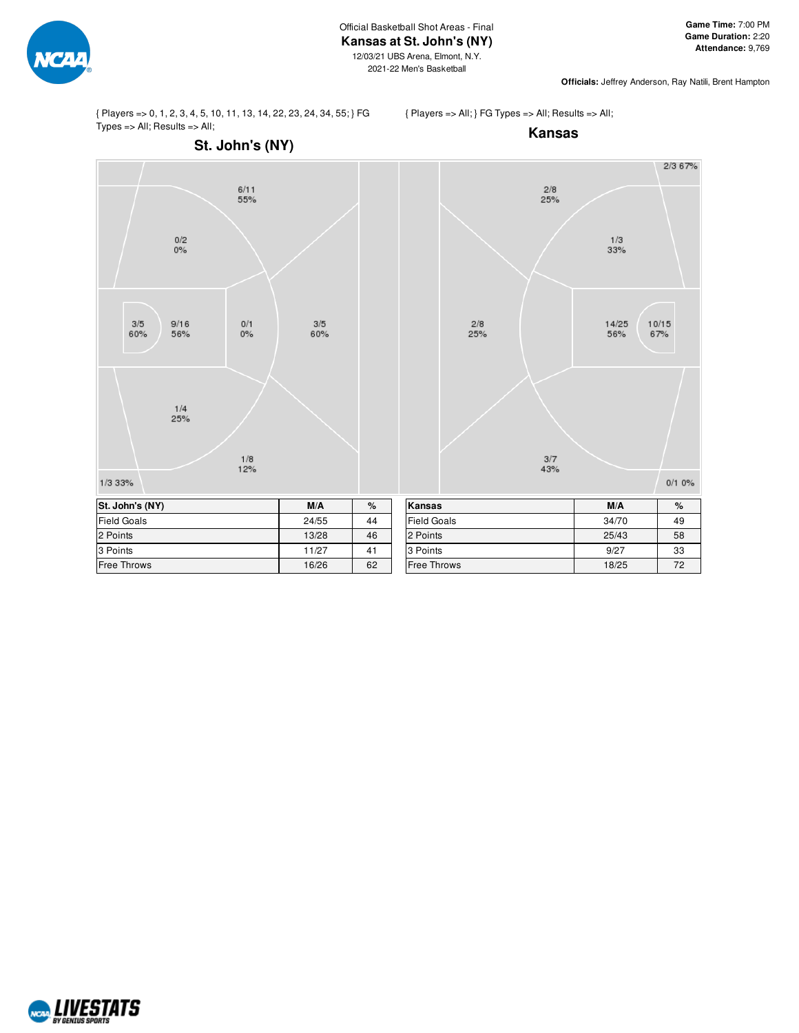Official Basketball Shot Areas - Final

# Kansas at St. John's (NY)

12/03/21 UBS Arena, Elmont, N.Y.
2021-22 Men's Basketball

**Game Time:** 7:00 PM
**Game Duration:** 2:20
**Attendance:** 9,769

**Officials:** Jeffrey Anderson, Ray Natili, Brent Hampton

{ Players => 0, 1, 2, 3, 4, 5, 10, 11, 13, 14, 22, 23, 24, 34, 55; } FG Types => All; Results => All;

## St. John's (NY)

6/11 55%
0/2 0%
3/5 60%
9/16 56%
0/1 0%
3/5 60%
1/4 25%
1/8 12%
1/3 33%

{ Players => All; } FG Types => All; Results => All;

## Kansas

2/3 67%
2/8 25%
1/3 33%
2/8 25%
14/25 56%
10/15 67%
3/7 43%
0/1 0%

| St. John's (NY) | M/A | % |
|---|---|---|
| Field Goals | 24/55 | 44 |
| 2 Points | 13/28 | 46 |
| 3 Points | 11/27 | 41 |
| Free Throws | 16/26 | 62 |

| Kansas | M/A | % |
|---|---|---|
| Field Goals | 34/70 | 49 |
| 2 Points | 25/43 | 58 |
| 3 Points | 9/27 | 33 |
| Free Throws | 18/25 | 72 |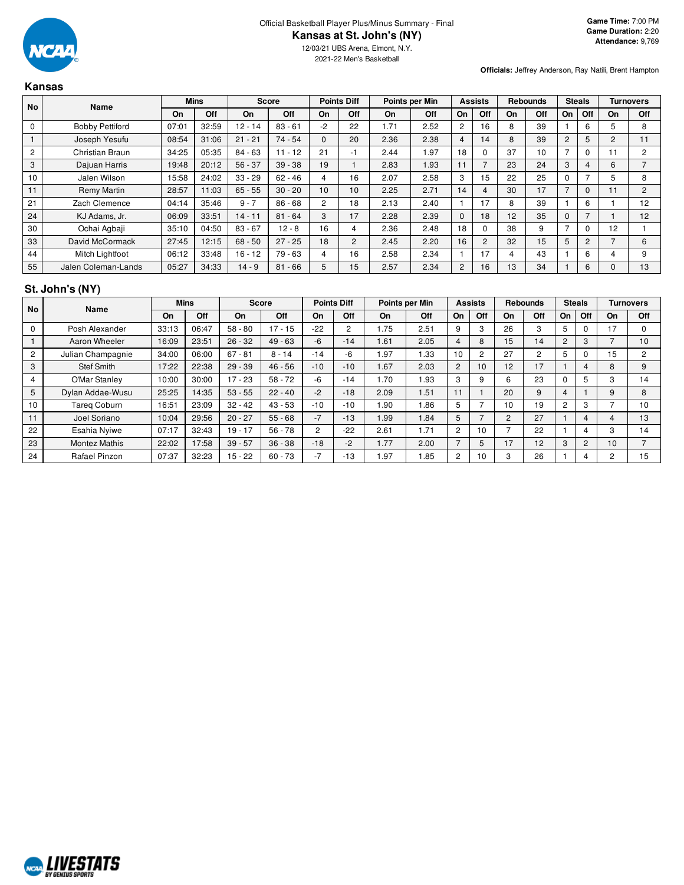Official Basketball Player Plus/Minus Summary - Final

# Kansas at St. John's (NY)

12/03/21 UBS Arena, Elmont, N.Y.
2021-22 Men's Basketball

**Game Time:** 7:00 PM
**Game Duration:** 2:20
**Attendance:** 9,769

**Officials:** Jeffrey Anderson, Ray Natili, Brent Hampton

## Kansas

| No | Name | Mins | | Score | | Points Diff | | Points per Min | | Assists | | Rebounds | | Steals | | Turnovers | |
|---|---|---|---|---|---|---|---|---|---|---|---|---|---|---|---|---|---|
| | | On | Off | On | Off | On | Off | On | Off | On | Off | On | Off | On | Off | On | Off |
| 0 | Bobby Pettiford | 07:01 | 32:59 | 12 - 14 | 83 - 61 | -2 | 22 | 1.71 | 2.52 | 2 | 16 | 8 | 39 | 1 | 6 | 5 | 8 |
| 1 | Joseph Yesufu | 08:54 | 31:06 | 21 - 21 | 74 - 54 | 0 | 20 | 2.36 | 2.38 | 4 | 14 | 8 | 39 | 2 | 5 | 2 | 11 |
| 2 | Christian Braun | 34:25 | 05:35 | 84 - 63 | 11 - 12 | 21 | -1 | 2.44 | 1.97 | 18 | 0 | 37 | 10 | 7 | 0 | 11 | 2 |
| 3 | Dajuan Harris | 19:48 | 20:12 | 56 - 37 | 39 - 38 | 19 | 1 | 2.83 | 1.93 | 11 | 7 | 23 | 24 | 3 | 4 | 6 | 7 |
| 10 | Jalen Wilson | 15:58 | 24:02 | 33 - 29 | 62 - 46 | 4 | 16 | 2.07 | 2.58 | 3 | 15 | 22 | 25 | 0 | 7 | 5 | 8 |
| 11 | Remy Martin | 28:57 | 11:03 | 65 - 55 | 30 - 20 | 10 | 10 | 2.25 | 2.71 | 14 | 4 | 30 | 17 | 7 | 0 | 11 | 2 |
| 21 | Zach Clemence | 04:14 | 35:46 | 9 - 7 | 86 - 68 | 2 | 18 | 2.13 | 2.40 | 1 | 17 | 8 | 39 | 1 | 6 | 1 | 12 |
| 24 | KJ Adams, Jr. | 06:09 | 33:51 | 14 - 11 | 81 - 64 | 3 | 17 | 2.28 | 2.39 | 0 | 18 | 12 | 35 | 0 | 7 | 1 | 12 |
| 30 | Ochai Agbaji | 35:10 | 04:50 | 83 - 67 | 12 - 8 | 16 | 4 | 2.36 | 2.48 | 18 | 0 | 38 | 9 | 7 | 0 | 12 | 1 |
| 33 | David McCormack | 27:45 | 12:15 | 68 - 50 | 27 - 25 | 18 | 2 | 2.45 | 2.20 | 16 | 2 | 32 | 15 | 5 | 2 | 7 | 6 |
| 44 | Mitch Lightfoot | 06:12 | 33:48 | 16 - 12 | 79 - 63 | 4 | 16 | 2.58 | 2.34 | 1 | 17 | 4 | 43 | 1 | 6 | 4 | 9 |
| 55 | Jalen Coleman-Lands | 05:27 | 34:33 | 14 - 9 | 81 - 66 | 5 | 15 | 2.57 | 2.34 | 2 | 16 | 13 | 34 | 1 | 6 | 0 | 13 |

## St. John's (NY)

| No | Name | Mins | | Score | | Points Diff | | Points per Min | | Assists | | Rebounds | | Steals | | Turnovers | |
|---|---|---|---|---|---|---|---|---|---|---|---|---|---|---|---|---|---|
| | | On | Off | On | Off | On | Off | On | Off | On | Off | On | Off | On | Off | On | Off |
| 0 | Posh Alexander | 33:13 | 06:47 | 58 - 80 | 17 - 15 | -22 | 2 | 1.75 | 2.51 | 9 | 3 | 26 | 3 | 5 | 0 | 17 | 0 |
| 1 | Aaron Wheeler | 16:09 | 23:51 | 26 - 32 | 49 - 63 | -6 | -14 | 1.61 | 2.05 | 4 | 8 | 15 | 14 | 2 | 3 | 7 | 10 |
| 2 | Julian Champagnie | 34:00 | 06:00 | 67 - 81 | 8 - 14 | -14 | -6 | 1.97 | 1.33 | 10 | 2 | 27 | 2 | 5 | 0 | 15 | 2 |
| 3 | Stef Smith | 17:22 | 22:38 | 29 - 39 | 46 - 56 | -10 | -10 | 1.67 | 2.03 | 2 | 10 | 12 | 17 | 1 | 4 | 8 | 9 |
| 4 | O'Mar Stanley | 10:00 | 30:00 | 17 - 23 | 58 - 72 | -6 | -14 | 1.70 | 1.93 | 3 | 9 | 6 | 23 | 0 | 5 | 3 | 14 |
| 5 | Dylan Addae-Wusu | 25:25 | 14:35 | 53 - 55 | 22 - 40 | -2 | -18 | 2.09 | 1.51 | 11 | 1 | 20 | 9 | 4 | 1 | 9 | 8 |
| 10 | Tareq Coburn | 16:51 | 23:09 | 32 - 42 | 43 - 53 | -10 | -10 | 1.90 | 1.86 | 5 | 7 | 10 | 19 | 2 | 3 | 7 | 10 |
| 11 | Joel Soriano | 10:04 | 29:56 | 20 - 27 | 55 - 68 | -7 | -13 | 1.99 | 1.84 | 5 | 7 | 2 | 27 | 1 | 4 | 4 | 13 |
| 22 | Esahia Nyiwe | 07:17 | 32:43 | 19 - 17 | 56 - 78 | 2 | -22 | 2.61 | 1.71 | 2 | 10 | 7 | 22 | 1 | 4 | 3 | 14 |
| 23 | Montez Mathis | 22:02 | 17:58 | 39 - 57 | 36 - 38 | -18 | -2 | 1.77 | 2.00 | 7 | 5 | 17 | 12 | 3 | 2 | 10 | 7 |
| 24 | Rafael Pinzon | 07:37 | 32:23 | 15 - 22 | 60 - 73 | -7 | -13 | 1.97 | 1.85 | 2 | 10 | 3 | 26 | 1 | 4 | 2 | 15 |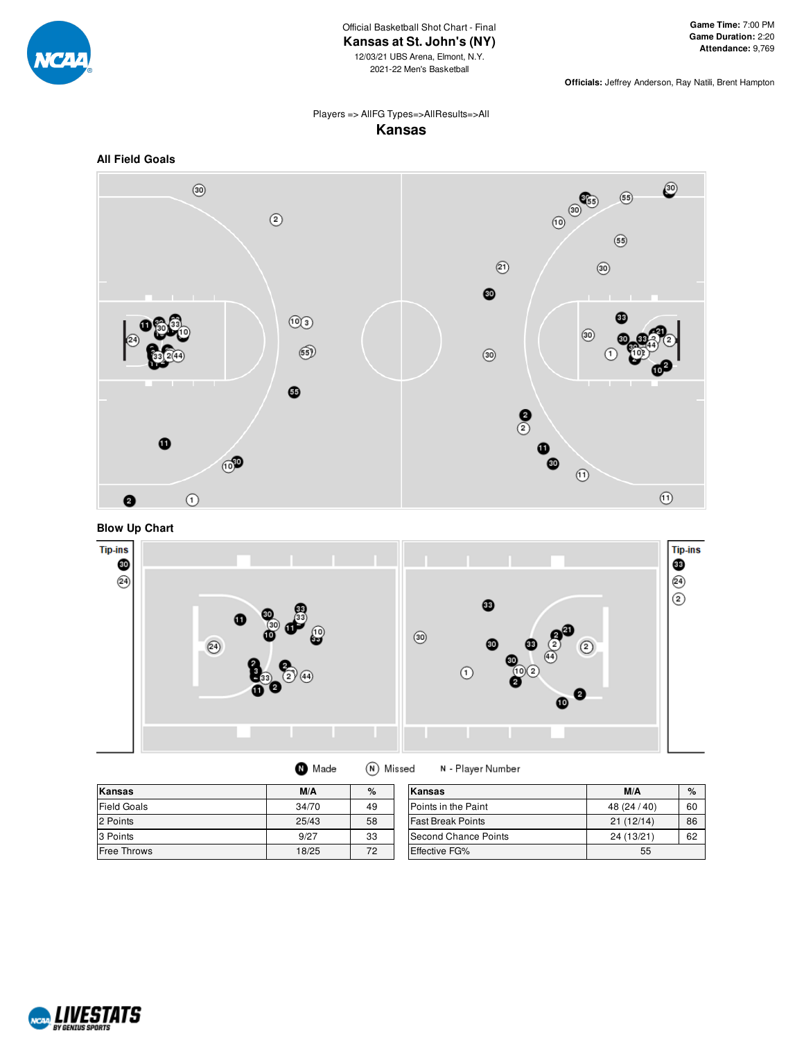Official Basketball Shot Chart - Final

# Kansas at St. John's (NY)

12/03/21 UBS Arena, Elmont, N.Y.

2021-22 Men's Basketball

**Game Time:** 7:00 PM
**Game Duration:** 2:20
**Attendance:** 9,769

**Officials:** Jeffrey Anderson, Ray Natili, Brent Hampton

Players => AllFG Types=>AllResults=>All

## Kansas

### All Field Goals

### Blow Up Chart

Tip-ins

Made | Missed | N - Player Number

| Kansas | M/A | % |
|---|---|---|
| Field Goals | 34/70 | 49 |
| 2 Points | 25/43 | 58 |
| 3 Points | 9/27 | 33 |
| Free Throws | 18/25 | 72 |

| Kansas | M/A | % |
|---|---|---|
| Points in the Paint | 48 (24 / 40) | 60 |
| Fast Break Points | 21 (12/14) | 86 |
| Second Chance Points | 24 (13/21) | 62 |
| Effective FG% | 55 | |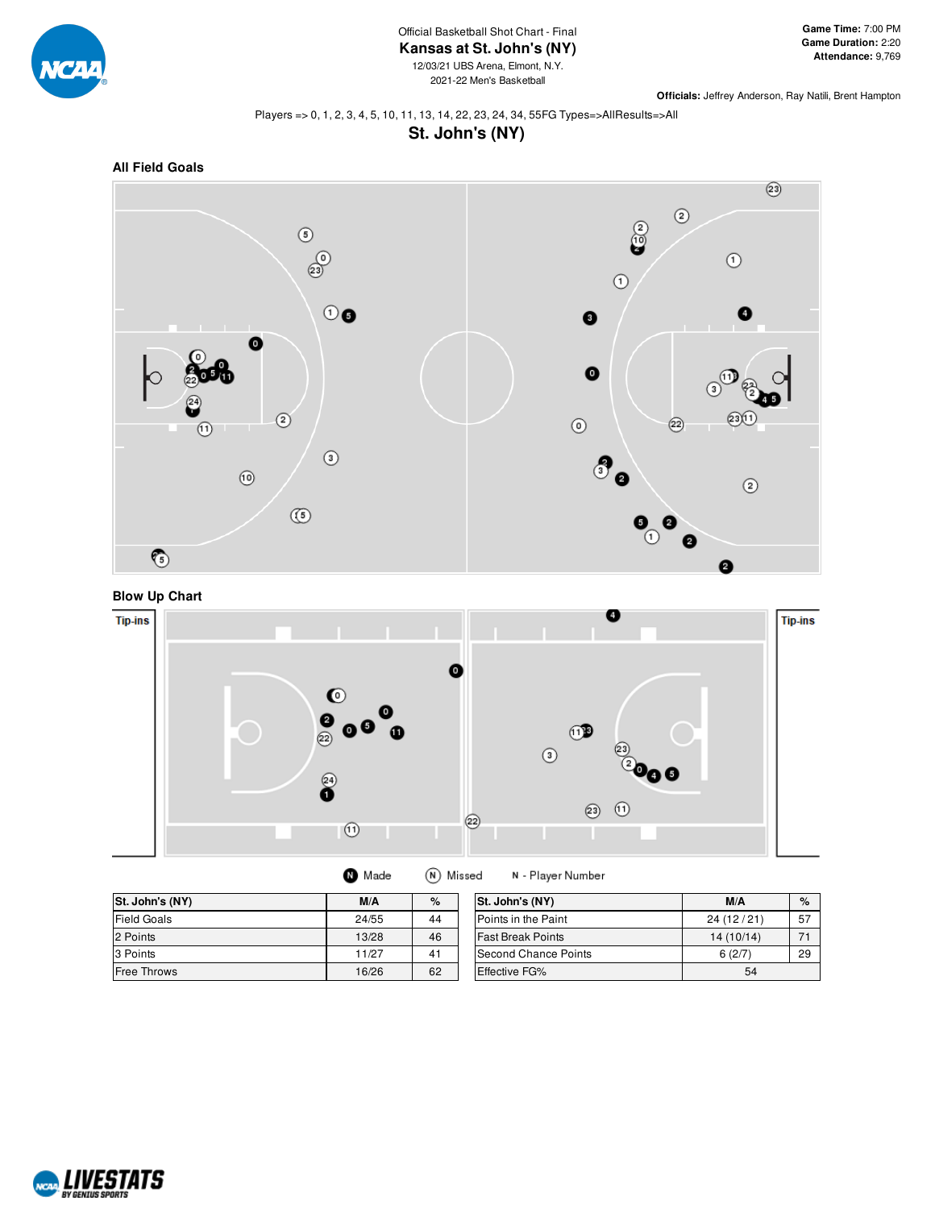Official Basketball Shot Chart - Final

# Kansas at St. John's (NY)

12/03/21 UBS Arena, Elmont, N.Y.

2021-22 Men's Basketball

**Game Time:** 7:00 PM
**Game Duration:** 2:20
**Attendance:** 9,769

**Officials:** Jeffrey Anderson, Ray Natili, Brent Hampton

Players => 0, 1, 2, 3, 4, 5, 10, 11, 13, 14, 22, 23, 24, 34, 55FG Types=>AllResults=>All

## St. John's (NY)

### All Field Goals

### Blow Up Chart

Tip-ins

Tip-ins

Made | Missed | N - Player Number

| St. John's (NY) | M/A | % |
|---|---|---|
| Field Goals | 24/55 | 44 |
| 2 Points | 13/28 | 46 |
| 3 Points | 11/27 | 41 |
| Free Throws | 16/26 | 62 |

| St. John's (NY) | M/A | % |
|---|---|---|
| Points in the Paint | 24 (12 / 21) | 57 |
| Fast Break Points | 14 (10/14) | 71 |
| Second Chance Points | 6 (2/7) | 29 |
| Effective FG% | 54 | |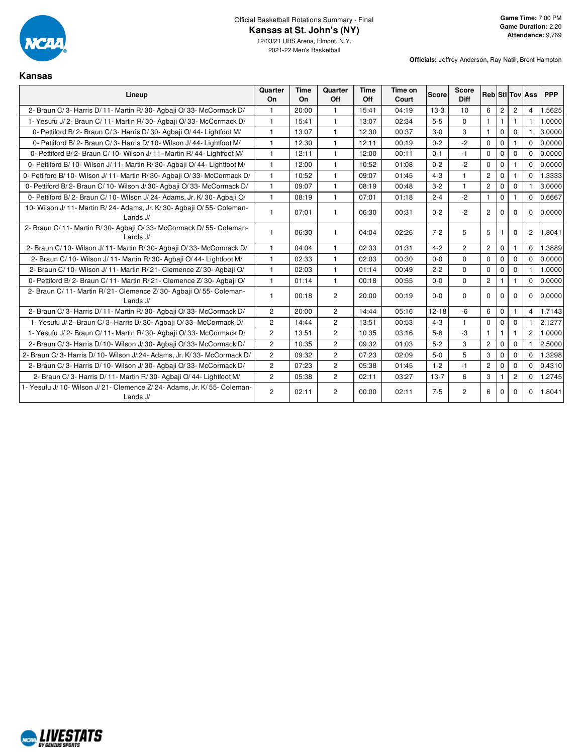Official Basketball Rotations Summary - Final

# Kansas at St. John's (NY)

12/03/21 UBS Arena, Elmont, N.Y.

2021-22 Men's Basketball

**Game Time:** 7:00 PM
**Game Duration:** 2:20
**Attendance:** 9,769

**Officials:** Jeffrey Anderson, Ray Natili, Brent Hampton

## Kansas

| Lineup | Quarter On | Time On | Quarter Off | Time Off | Time on Court | Score | Score Diff | Reb | Stl | Tov | Ass | PPP |
|---|---|---|---|---|---|---|---|---|---|---|---|---|
| 2- Braun C/ 3- Harris D/ 11- Martin R/ 30- Agbaji O/ 33- McCormack D/ | 1 | 20:00 | 1 | 15:41 | 04:19 | 13-3 | 10 | 6 | 2 | 2 | 4 | 1.5625 |
| 1- Yesufu J/ 2- Braun C/ 11- Martin R/ 30- Agbaji O/ 33- McCormack D/ | 1 | 15:41 | 1 | 13:07 | 02:34 | 5-5 | 0 | 1 | 1 | 1 | 1 | 1.0000 |
| 0- Pettiford B/ 2- Braun C/ 3- Harris D/ 30- Agbaji O/ 44- Lightfoot M/ | 1 | 13:07 | 1 | 12:30 | 00:37 | 3-0 | 3 | 1 | 0 | 0 | 1 | 3.0000 |
| 0- Pettiford B/ 2- Braun C/ 3- Harris D/ 10- Wilson J/ 44- Lightfoot M/ | 1 | 12:30 | 1 | 12:11 | 00:19 | 0-2 | -2 | 0 | 0 | 1 | 0 | 0.0000 |
| 0- Pettiford B/ 2- Braun C/ 10- Wilson J/ 11- Martin R/ 44- Lightfoot M/ | 1 | 12:11 | 1 | 12:00 | 00:11 | 0-1 | -1 | 0 | 0 | 0 | 0 | 0.0000 |
| 0- Pettiford B/ 10- Wilson J/ 11- Martin R/ 30- Agbaji O/ 44- Lightfoot M/ | 1 | 12:00 | 1 | 10:52 | 01:08 | 0-2 | -2 | 0 | 0 | 1 | 0 | 0.0000 |
| 0- Pettiford B/ 10- Wilson J/ 11- Martin R/ 30- Agbaji O/ 33- McCormack D/ | 1 | 10:52 | 1 | 09:07 | 01:45 | 4-3 | 1 | 2 | 0 | 1 | 0 | 1.3333 |
| 0- Pettiford B/ 2- Braun C/ 10- Wilson J/ 30- Agbaji O/ 33- McCormack D/ | 1 | 09:07 | 1 | 08:19 | 00:48 | 3-2 | 1 | 2 | 0 | 0 | 1 | 3.0000 |
| 0- Pettiford B/ 2- Braun C/ 10- Wilson J/ 24- Adams, Jr. K/ 30- Agbaji O/ | 1 | 08:19 | 1 | 07:01 | 01:18 | 2-4 | -2 | 1 | 0 | 1 | 0 | 0.6667 |
| 10- Wilson J/ 11- Martin R/ 24- Adams, Jr. K/ 30- Agbaji O/ 55- Coleman-Lands J/ | 1 | 07:01 | 1 | 06:30 | 00:31 | 0-2 | -2 | 2 | 0 | 0 | 0 | 0.0000 |
| 2- Braun C/ 11- Martin R/ 30- Agbaji O/ 33- McCormack D/ 55- Coleman-Lands J/ | 1 | 06:30 | 1 | 04:04 | 02:26 | 7-2 | 5 | 5 | 1 | 0 | 2 | 1.8041 |
| 2- Braun C/ 10- Wilson J/ 11- Martin R/ 30- Agbaji O/ 33- McCormack D/ | 1 | 04:04 | 1 | 02:33 | 01:31 | 4-2 | 2 | 2 | 0 | 1 | 0 | 1.3889 |
| 2- Braun C/ 10- Wilson J/ 11- Martin R/ 30- Agbaji O/ 44- Lightfoot M/ | 1 | 02:33 | 1 | 02:03 | 00:30 | 0-0 | 0 | 0 | 0 | 0 | 0 | 0.0000 |
| 2- Braun C/ 10- Wilson J/ 11- Martin R/ 21- Clemence Z/ 30- Agbaji O/ | 1 | 02:03 | 1 | 01:14 | 00:49 | 2-2 | 0 | 0 | 0 | 0 | 1 | 1.0000 |
| 0- Pettiford B/ 2- Braun C/ 11- Martin R/ 21- Clemence Z/ 30- Agbaji O/ | 1 | 01:14 | 1 | 00:18 | 00:55 | 0-0 | 0 | 2 | 1 | 1 | 0 | 0.0000 |
| 2- Braun C/ 11- Martin R/ 21- Clemence Z/ 30- Agbaji O/ 55- Coleman-Lands J/ | 1 | 00:18 | 2 | 20:00 | 00:19 | 0-0 | 0 | 0 | 0 | 0 | 0 | 0.0000 |
| 2- Braun C/ 3- Harris D/ 11- Martin R/ 30- Agbaji O/ 33- McCormack D/ | 2 | 20:00 | 2 | 14:44 | 05:16 | 12-18 | -6 | 6 | 0 | 1 | 4 | 1.7143 |
| 1- Yesufu J/ 2- Braun C/ 3- Harris D/ 30- Agbaji O/ 33- McCormack D/ | 2 | 14:44 | 2 | 13:51 | 00:53 | 4-3 | 1 | 0 | 0 | 0 | 1 | 2.1277 |
| 1- Yesufu J/ 2- Braun C/ 11- Martin R/ 30- Agbaji O/ 33- McCormack D/ | 2 | 13:51 | 2 | 10:35 | 03:16 | 5-8 | -3 | 1 | 1 | 1 | 2 | 1.0000 |
| 2- Braun C/ 3- Harris D/ 10- Wilson J/ 30- Agbaji O/ 33- McCormack D/ | 2 | 10:35 | 2 | 09:32 | 01:03 | 5-2 | 3 | 2 | 0 | 0 | 1 | 2.5000 |
| 2- Braun C/ 3- Harris D/ 10- Wilson J/ 24- Adams, Jr. K/ 33- McCormack D/ | 2 | 09:32 | 2 | 07:23 | 02:09 | 5-0 | 5 | 3 | 0 | 0 | 0 | 1.3298 |
| 2- Braun C/ 3- Harris D/ 10- Wilson J/ 30- Agbaji O/ 33- McCormack D/ | 2 | 07:23 | 2 | 05:38 | 01:45 | 1-2 | -1 | 2 | 0 | 0 | 0 | 0.4310 |
| 2- Braun C/ 3- Harris D/ 11- Martin R/ 30- Agbaji O/ 44- Lightfoot M/ | 2 | 05:38 | 2 | 02:11 | 03:27 | 13-7 | 6 | 3 | 1 | 2 | 0 | 1.2745 |
| 1- Yesufu J/ 10- Wilson J/ 21- Clemence Z/ 24- Adams, Jr. K/ 55- Coleman-Lands J/ | 2 | 02:11 | 2 | 00:00 | 02:11 | 7-5 | 2 | 6 | 0 | 0 | 0 | 1.8041 |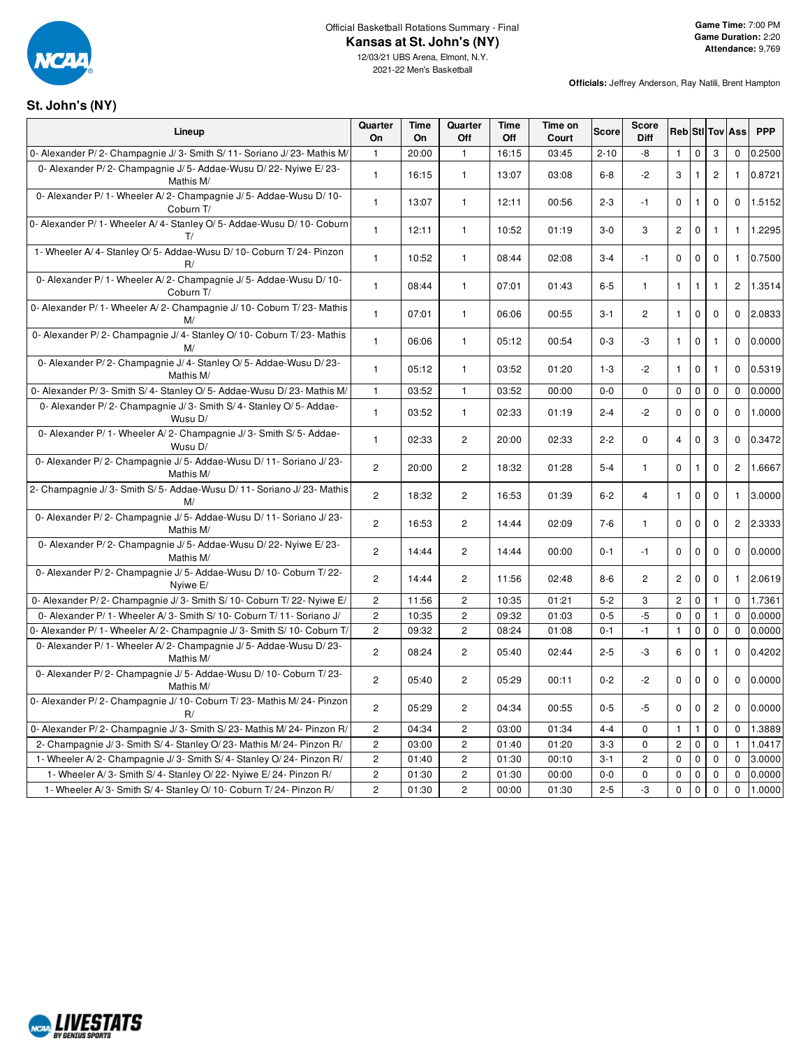Official Basketball Rotations Summary - Final

**Kansas at St. John's (NY)**

12/03/21 UBS Arena, Elmont, N.Y.

2021-22 Men's Basketball

**Game Time:** 7:00 PM
**Game Duration:** 2:20
**Attendance:** 9,769

**Officials:** Jeffrey Anderson, Ray Natili, Brent Hampton

## St. John's (NY)

| Lineup | Quarter On | Time On | Quarter Off | Time Off | Time on Court | Score | Score Diff | Reb | Stl | Tov | Ass | PPP |
|---|---|---|---|---|---|---|---|---|---|---|---|---|
| 0- Alexander P/ 2- Champagnie J/ 3- Smith S/ 11- Soriano J/ 23- Mathis M/ | 1 | 20:00 | 1 | 16:15 | 03:45 | 2-10 | -8 | 1 | 0 | 3 | 0 | 0.2500 |
| 0- Alexander P/ 2- Champagnie J/ 5- Addae-Wusu D/ 22- Nyiwe E/ 23- Mathis M/ | 1 | 16:15 | 1 | 13:07 | 03:08 | 6-8 | -2 | 3 | 1 | 2 | 1 | 0.8721 |
| 0- Alexander P/ 1- Wheeler A/ 2- Champagnie J/ 5- Addae-Wusu D/ 10- Coburn T/ | 1 | 13:07 | 1 | 12:11 | 00:56 | 2-3 | -1 | 0 | 1 | 0 | 0 | 1.5152 |
| 0- Alexander P/ 1- Wheeler A/ 4- Stanley O/ 5- Addae-Wusu D/ 10- Coburn T/ | 1 | 12:11 | 1 | 10:52 | 01:19 | 3-0 | 3 | 2 | 0 | 1 | 1 | 1.2295 |
| 1- Wheeler A/ 4- Stanley O/ 5- Addae-Wusu D/ 10- Coburn T/ 24- Pinzon R/ | 1 | 10:52 | 1 | 08:44 | 02:08 | 3-4 | -1 | 0 | 0 | 0 | 1 | 0.7500 |
| 0- Alexander P/ 1- Wheeler A/ 2- Champagnie J/ 5- Addae-Wusu D/ 10- Coburn T/ | 1 | 08:44 | 1 | 07:01 | 01:43 | 6-5 | 1 | 1 | 1 | 1 | 2 | 1.3514 |
| 0- Alexander P/ 1- Wheeler A/ 2- Champagnie J/ 10- Coburn T/ 23- Mathis M/ | 1 | 07:01 | 1 | 06:06 | 00:55 | 3-1 | 2 | 1 | 0 | 0 | 0 | 2.0833 |
| 0- Alexander P/ 2- Champagnie J/ 4- Stanley O/ 10- Coburn T/ 23- Mathis M/ | 1 | 06:06 | 1 | 05:12 | 00:54 | 0-3 | -3 | 1 | 0 | 1 | 0 | 0.0000 |
| 0- Alexander P/ 2- Champagnie J/ 4- Stanley O/ 5- Addae-Wusu D/ 23- Mathis M/ | 1 | 05:12 | 1 | 03:52 | 01:20 | 1-3 | -2 | 1 | 0 | 1 | 0 | 0.5319 |
| 0- Alexander P/ 3- Smith S/ 4- Stanley O/ 5- Addae-Wusu D/ 23- Mathis M/ | 1 | 03:52 | 1 | 03:52 | 00:00 | 0-0 | 0 | 0 | 0 | 0 | 0 | 0.0000 |
| 0- Alexander P/ 2- Champagnie J/ 3- Smith S/ 4- Stanley O/ 5- Addae-Wusu D/ | 1 | 03:52 | 1 | 02:33 | 01:19 | 2-4 | -2 | 0 | 0 | 0 | 0 | 1.0000 |
| 0- Alexander P/ 1- Wheeler A/ 2- Champagnie J/ 3- Smith S/ 5- Addae-Wusu D/ | 1 | 02:33 | 2 | 20:00 | 02:33 | 2-2 | 0 | 4 | 0 | 3 | 0 | 0.3472 |
| 0- Alexander P/ 2- Champagnie J/ 5- Addae-Wusu D/ 11- Soriano J/ 23- Mathis M/ | 2 | 20:00 | 2 | 18:32 | 01:28 | 5-4 | 1 | 0 | 1 | 0 | 2 | 1.6667 |
| 2- Champagnie J/ 3- Smith S/ 5- Addae-Wusu D/ 11- Soriano J/ 23- Mathis M/ | 2 | 18:32 | 2 | 16:53 | 01:39 | 6-2 | 4 | 1 | 0 | 0 | 1 | 3.0000 |
| 0- Alexander P/ 2- Champagnie J/ 5- Addae-Wusu D/ 11- Soriano J/ 23- Mathis M/ | 2 | 16:53 | 2 | 14:44 | 02:09 | 7-6 | 1 | 0 | 0 | 0 | 2 | 2.3333 |
| 0- Alexander P/ 2- Champagnie J/ 5- Addae-Wusu D/ 22- Nyiwe E/ 23- Mathis M/ | 2 | 14:44 | 2 | 14:44 | 00:00 | 0-1 | -1 | 0 | 0 | 0 | 0 | 0.0000 |
| 0- Alexander P/ 2- Champagnie J/ 5- Addae-Wusu D/ 10- Coburn T/ 22- Nyiwe E/ | 2 | 14:44 | 2 | 11:56 | 02:48 | 8-6 | 2 | 2 | 0 | 0 | 1 | 2.0619 |
| 0- Alexander P/ 2- Champagnie J/ 3- Smith S/ 10- Coburn T/ 22- Nyiwe E/ | 2 | 11:56 | 2 | 10:35 | 01:21 | 5-2 | 3 | 2 | 0 | 1 | 0 | 1.7361 |
| 0- Alexander P/ 1- Wheeler A/ 3- Smith S/ 10- Coburn T/ 11- Soriano J/ | 2 | 10:35 | 2 | 09:32 | 01:03 | 0-5 | -5 | 0 | 0 | 1 | 0 | 0.0000 |
| 0- Alexander P/ 1- Wheeler A/ 2- Champagnie J/ 3- Smith S/ 10- Coburn T/ | 2 | 09:32 | 2 | 08:24 | 01:08 | 0-1 | -1 | 1 | 0 | 0 | 0 | 0.0000 |
| 0- Alexander P/ 1- Wheeler A/ 2- Champagnie J/ 5- Addae-Wusu D/ 23- Mathis M/ | 2 | 08:24 | 2 | 05:40 | 02:44 | 2-5 | -3 | 6 | 0 | 1 | 0 | 0.4202 |
| 0- Alexander P/ 2- Champagnie J/ 5- Addae-Wusu D/ 10- Coburn T/ 23- Mathis M/ | 2 | 05:40 | 2 | 05:29 | 00:11 | 0-2 | -2 | 0 | 0 | 0 | 0 | 0.0000 |
| 0- Alexander P/ 2- Champagnie J/ 10- Coburn T/ 23- Mathis M/ 24- Pinzon R/ | 2 | 05:29 | 2 | 04:34 | 00:55 | 0-5 | -5 | 0 | 0 | 2 | 0 | 0.0000 |
| 0- Alexander P/ 2- Champagnie J/ 3- Smith S/ 23- Mathis M/ 24- Pinzon R/ | 2 | 04:34 | 2 | 03:00 | 01:34 | 4-4 | 0 | 1 | 1 | 0 | 0 | 1.3889 |
| 2- Champagnie J/ 3- Smith S/ 4- Stanley O/ 23- Mathis M/ 24- Pinzon R/ | 2 | 03:00 | 2 | 01:40 | 01:20 | 3-3 | 0 | 2 | 0 | 0 | 1 | 1.0417 |
| 1- Wheeler A/ 2- Champagnie J/ 3- Smith S/ 4- Stanley O/ 24- Pinzon R/ | 2 | 01:40 | 2 | 01:30 | 00:10 | 3-1 | 2 | 0 | 0 | 0 | 0 | 3.0000 |
| 1- Wheeler A/ 3- Smith S/ 4- Stanley O/ 22- Nyiwe E/ 24- Pinzon R/ | 2 | 01:30 | 2 | 01:30 | 00:00 | 0-0 | 0 | 0 | 0 | 0 | 0 | 0.0000 |
| 1- Wheeler A/ 3- Smith S/ 4- Stanley O/ 10- Coburn T/ 24- Pinzon R/ | 2 | 01:30 | 2 | 00:00 | 01:30 | 2-5 | -3 | 0 | 0 | 0 | 0 | 1.0000 |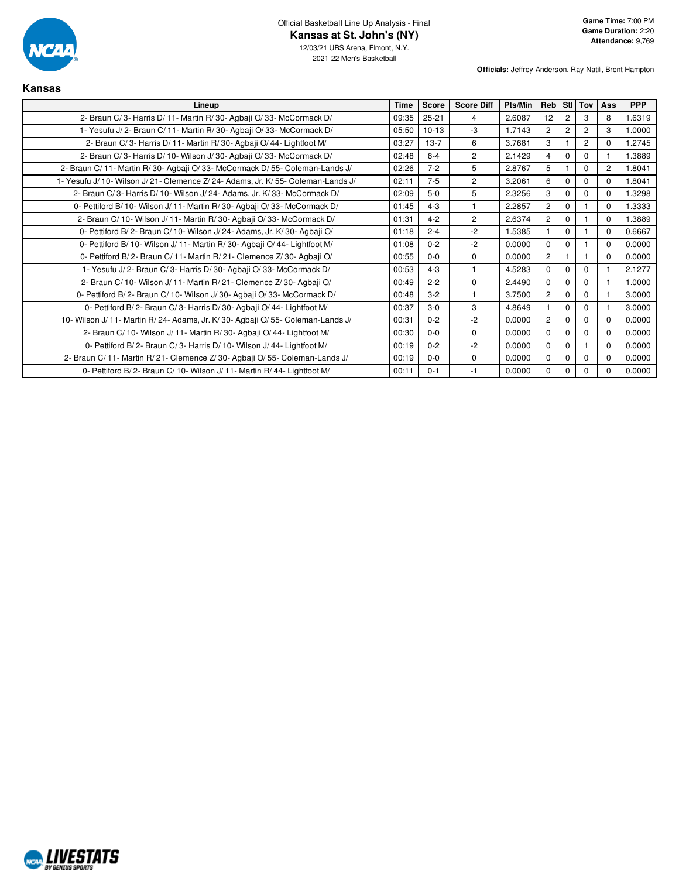Official Basketball Line Up Analysis - Final

# Kansas at St. John's (NY)

12/03/21 UBS Arena, Elmont, N.Y.
2021-22 Men's Basketball

**Game Time:** 7:00 PM
**Game Duration:** 2:20
**Attendance:** 9,769

**Officials:** Jeffrey Anderson, Ray Natili, Brent Hampton

## Kansas

| Lineup | Time | Score | Score Diff | Pts/Min | Reb | Stl | Tov | Ass | PPP |
|---|---|---|---|---|---|---|---|---|---|
| 2- Braun C/ 3- Harris D/ 11- Martin R/ 30- Agbaji O/ 33- McCormack D/ | 09:35 | 25-21 | 4 | 2.6087 | 12 | 2 | 3 | 8 | 1.6319 |
| 1- Yesufu J/ 2- Braun C/ 11- Martin R/ 30- Agbaji O/ 33- McCormack D/ | 05:50 | 10-13 | -3 | 1.7143 | 2 | 2 | 2 | 3 | 1.0000 |
| 2- Braun C/ 3- Harris D/ 11- Martin R/ 30- Agbaji O/ 44- Lightfoot M/ | 03:27 | 13-7 | 6 | 3.7681 | 3 | 1 | 2 | 0 | 1.2745 |
| 2- Braun C/ 3- Harris D/ 10- Wilson J/ 30- Agbaji O/ 33- McCormack D/ | 02:48 | 6-4 | 2 | 2.1429 | 4 | 0 | 0 | 1 | 1.3889 |
| 2- Braun C/ 11- Martin R/ 30- Agbaji O/ 33- McCormack D/ 55- Coleman-Lands J/ | 02:26 | 7-2 | 5 | 2.8767 | 5 | 1 | 0 | 2 | 1.8041 |
| 1- Yesufu J/ 10- Wilson J/ 21- Clemence Z/ 24- Adams, Jr. K/ 55- Coleman-Lands J/ | 02:11 | 7-5 | 2 | 3.2061 | 6 | 0 | 0 | 0 | 1.8041 |
| 2- Braun C/ 3- Harris D/ 10- Wilson J/ 24- Adams, Jr. K/ 33- McCormack D/ | 02:09 | 5-0 | 5 | 2.3256 | 3 | 0 | 0 | 0 | 1.3298 |
| 0- Pettiford B/ 10- Wilson J/ 11- Martin R/ 30- Agbaji O/ 33- McCormack D/ | 01:45 | 4-3 | 1 | 2.2857 | 2 | 0 | 1 | 0 | 1.3333 |
| 2- Braun C/ 10- Wilson J/ 11- Martin R/ 30- Agbaji O/ 33- McCormack D/ | 01:31 | 4-2 | 2 | 2.6374 | 2 | 0 | 1 | 0 | 1.3889 |
| 0- Pettiford B/ 2- Braun C/ 10- Wilson J/ 24- Adams, Jr. K/ 30- Agbaji O/ | 01:18 | 2-4 | -2 | 1.5385 | 1 | 0 | 1 | 0 | 0.6667 |
| 0- Pettiford B/ 10- Wilson J/ 11- Martin R/ 30- Agbaji O/ 44- Lightfoot M/ | 01:08 | 0-2 | -2 | 0.0000 | 0 | 0 | 1 | 0 | 0.0000 |
| 0- Pettiford B/ 2- Braun C/ 11- Martin R/ 21- Clemence Z/ 30- Agbaji O/ | 00:55 | 0-0 | 0 | 0.0000 | 2 | 1 | 1 | 0 | 0.0000 |
| 1- Yesufu J/ 2- Braun C/ 3- Harris D/ 30- Agbaji O/ 33- McCormack D/ | 00:53 | 4-3 | 1 | 4.5283 | 0 | 0 | 0 | 1 | 2.1277 |
| 2- Braun C/ 10- Wilson J/ 11- Martin R/ 21- Clemence Z/ 30- Agbaji O/ | 00:49 | 2-2 | 0 | 2.4490 | 0 | 0 | 0 | 1 | 1.0000 |
| 0- Pettiford B/ 2- Braun C/ 10- Wilson J/ 30- Agbaji O/ 33- McCormack D/ | 00:48 | 3-2 | 1 | 3.7500 | 2 | 0 | 0 | 1 | 3.0000 |
| 0- Pettiford B/ 2- Braun C/ 3- Harris D/ 30- Agbaji O/ 44- Lightfoot M/ | 00:37 | 3-0 | 3 | 4.8649 | 1 | 0 | 0 | 1 | 3.0000 |
| 10- Wilson J/ 11- Martin R/ 24- Adams, Jr. K/ 30- Agbaji O/ 55- Coleman-Lands J/ | 00:31 | 0-2 | -2 | 0.0000 | 2 | 0 | 0 | 0 | 0.0000 |
| 2- Braun C/ 10- Wilson J/ 11- Martin R/ 30- Agbaji O/ 44- Lightfoot M/ | 00:30 | 0-0 | 0 | 0.0000 | 0 | 0 | 0 | 0 | 0.0000 |
| 0- Pettiford B/ 2- Braun C/ 3- Harris D/ 10- Wilson J/ 44- Lightfoot M/ | 00:19 | 0-2 | -2 | 0.0000 | 0 | 0 | 1 | 0 | 0.0000 |
| 2- Braun C/ 11- Martin R/ 21- Clemence Z/ 30- Agbaji O/ 55- Coleman-Lands J/ | 00:19 | 0-0 | 0 | 0.0000 | 0 | 0 | 0 | 0 | 0.0000 |
| 0- Pettiford B/ 2- Braun C/ 10- Wilson J/ 11- Martin R/ 44- Lightfoot M/ | 00:11 | 0-1 | -1 | 0.0000 | 0 | 0 | 0 | 0 | 0.0000 |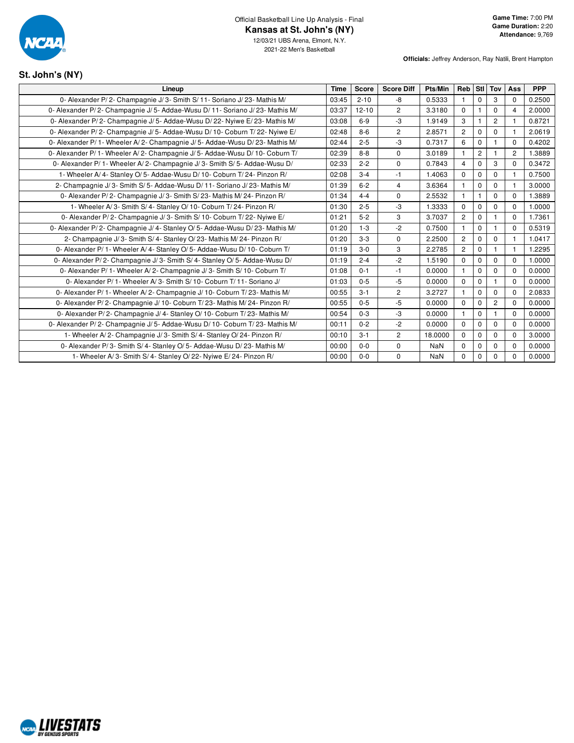Official Basketball Line Up Analysis - Final

# Kansas at St. John's (NY)

12/03/21 UBS Arena, Elmont, N.Y.
2021-22 Men's Basketball

**Game Time:** 7:00 PM
**Game Duration:** 2:20
**Attendance:** 9,769

**Officials:** Jeffrey Anderson, Ray Natili, Brent Hampton

## St. John's (NY)

| Lineup | Time | Score | Score Diff | Pts/Min | Reb | Stl | Tov | Ass | PPP |
|---|---|---|---|---|---|---|---|---|---|
| 0- Alexander P/ 2- Champagnie J/ 3- Smith S/ 11- Soriano J/ 23- Mathis M/ | 03:45 | 2-10 | -8 | 0.5333 | 1 | 0 | 3 | 0 | 0.2500 |
| 0- Alexander P/ 2- Champagnie J/ 5- Addae-Wusu D/ 11- Soriano J/ 23- Mathis M/ | 03:37 | 12-10 | 2 | 3.3180 | 0 | 1 | 0 | 4 | 2.0000 |
| 0- Alexander P/ 2- Champagnie J/ 5- Addae-Wusu D/ 22- Nyiwe E/ 23- Mathis M/ | 03:08 | 6-9 | -3 | 1.9149 | 3 | 1 | 2 | 1 | 0.8721 |
| 0- Alexander P/ 2- Champagnie J/ 5- Addae-Wusu D/ 10- Coburn T/ 22- Nyiwe E/ | 02:48 | 8-6 | 2 | 2.8571 | 2 | 0 | 0 | 1 | 2.0619 |
| 0- Alexander P/ 1- Wheeler A/ 2- Champagnie J/ 5- Addae-Wusu D/ 23- Mathis M/ | 02:44 | 2-5 | -3 | 0.7317 | 6 | 0 | 1 | 0 | 0.4202 |
| 0- Alexander P/ 1- Wheeler A/ 2- Champagnie J/ 5- Addae-Wusu D/ 10- Coburn T/ | 02:39 | 8-8 | 0 | 3.0189 | 1 | 2 | 1 | 2 | 1.3889 |
| 0- Alexander P/ 1- Wheeler A/ 2- Champagnie J/ 3- Smith S/ 5- Addae-Wusu D/ | 02:33 | 2-2 | 0 | 0.7843 | 4 | 0 | 3 | 0 | 0.3472 |
| 1- Wheeler A/ 4- Stanley O/ 5- Addae-Wusu D/ 10- Coburn T/ 24- Pinzon R/ | 02:08 | 3-4 | -1 | 1.4063 | 0 | 0 | 0 | 1 | 0.7500 |
| 2- Champagnie J/ 3- Smith S/ 5- Addae-Wusu D/ 11- Soriano J/ 23- Mathis M/ | 01:39 | 6-2 | 4 | 3.6364 | 1 | 0 | 0 | 1 | 3.0000 |
| 0- Alexander P/ 2- Champagnie J/ 3- Smith S/ 23- Mathis M/ 24- Pinzon R/ | 01:34 | 4-4 | 0 | 2.5532 | 1 | 1 | 0 | 0 | 1.3889 |
| 1- Wheeler A/ 3- Smith S/ 4- Stanley O/ 10- Coburn T/ 24- Pinzon R/ | 01:30 | 2-5 | -3 | 1.3333 | 0 | 0 | 0 | 0 | 1.0000 |
| 0- Alexander P/ 2- Champagnie J/ 3- Smith S/ 10- Coburn T/ 22- Nyiwe E/ | 01:21 | 5-2 | 3 | 3.7037 | 2 | 0 | 1 | 0 | 1.7361 |
| 0- Alexander P/ 2- Champagnie J/ 4- Stanley O/ 5- Addae-Wusu D/ 23- Mathis M/ | 01:20 | 1-3 | -2 | 0.7500 | 1 | 0 | 1 | 0 | 0.5319 |
| 2- Champagnie J/ 3- Smith S/ 4- Stanley O/ 23- Mathis M/ 24- Pinzon R/ | 01:20 | 3-3 | 0 | 2.2500 | 2 | 0 | 0 | 1 | 1.0417 |
| 0- Alexander P/ 1- Wheeler A/ 4- Stanley O/ 5- Addae-Wusu D/ 10- Coburn T/ | 01:19 | 3-0 | 3 | 2.2785 | 2 | 0 | 1 | 1 | 1.2295 |
| 0- Alexander P/ 2- Champagnie J/ 3- Smith S/ 4- Stanley O/ 5- Addae-Wusu D/ | 01:19 | 2-4 | -2 | 1.5190 | 0 | 0 | 0 | 0 | 1.0000 |
| 0- Alexander P/ 1- Wheeler A/ 2- Champagnie J/ 3- Smith S/ 10- Coburn T/ | 01:08 | 0-1 | -1 | 0.0000 | 1 | 0 | 0 | 0 | 0.0000 |
| 0- Alexander P/ 1- Wheeler A/ 3- Smith S/ 10- Coburn T/ 11- Soriano J/ | 01:03 | 0-5 | -5 | 0.0000 | 0 | 0 | 1 | 0 | 0.0000 |
| 0- Alexander P/ 1- Wheeler A/ 2- Champagnie J/ 10- Coburn T/ 23- Mathis M/ | 00:55 | 3-1 | 2 | 3.2727 | 1 | 0 | 0 | 0 | 2.0833 |
| 0- Alexander P/ 2- Champagnie J/ 10- Coburn T/ 23- Mathis M/ 24- Pinzon R/ | 00:55 | 0-5 | -5 | 0.0000 | 0 | 0 | 2 | 0 | 0.0000 |
| 0- Alexander P/ 2- Champagnie J/ 4- Stanley O/ 10- Coburn T/ 23- Mathis M/ | 00:54 | 0-3 | -3 | 0.0000 | 1 | 0 | 1 | 0 | 0.0000 |
| 0- Alexander P/ 2- Champagnie J/ 5- Addae-Wusu D/ 10- Coburn T/ 23- Mathis M/ | 00:11 | 0-2 | -2 | 0.0000 | 0 | 0 | 0 | 0 | 0.0000 |
| 1- Wheeler A/ 2- Champagnie J/ 3- Smith S/ 4- Stanley O/ 24- Pinzon R/ | 00:10 | 3-1 | 2 | 18.0000 | 0 | 0 | 0 | 0 | 3.0000 |
| 0- Alexander P/ 3- Smith S/ 4- Stanley O/ 5- Addae-Wusu D/ 23- Mathis M/ | 00:00 | 0-0 | 0 | NaN | 0 | 0 | 0 | 0 | 0.0000 |
| 1- Wheeler A/ 3- Smith S/ 4- Stanley O/ 22- Nyiwe E/ 24- Pinzon R/ | 00:00 | 0-0 | 0 | NaN | 0 | 0 | 0 | 0 | 0.0000 |